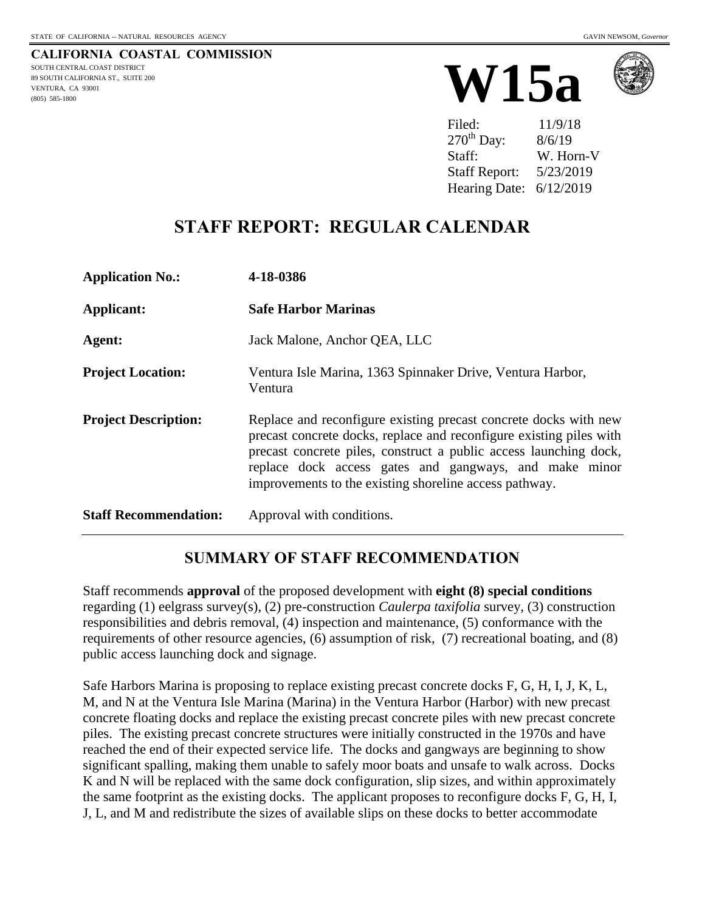STATE OF CALIFORNIA -- NATURAL RESOURCES AGENCY GAVIN NEWSOM, *Governor*

**CALIFORNIA COASTAL COMMISSION**
SOUTH CENTRAL COAST DISTRICT
89 SOUTH CALIFORNIA ST., SUITE 200
VENTURA, CA 93001
(805) 585-1800

# W15a

Filed: 11/9/18
270th Day: 8/6/19
Staff: W. Horn-V
Staff Report: 5/23/2019
Hearing Date: 6/12/2019

# STAFF REPORT: REGULAR CALENDAR

**Application No.:** **4-18-0386**

**Applicant:** **Safe Harbor Marinas**

**Agent:** Jack Malone, Anchor QEA, LLC

**Project Location:** Ventura Isle Marina, 1363 Spinnaker Drive, Ventura Harbor, Ventura

**Project Description:** Replace and reconfigure existing precast concrete docks with new precast concrete docks, replace and reconfigure existing piles with precast concrete piles, construct a public access launching dock, replace dock access gates and gangways, and make minor improvements to the existing shoreline access pathway.

**Staff Recommendation:** Approval with conditions.

## SUMMARY OF STAFF RECOMMENDATION

Staff recommends **approval** of the proposed development with **eight (8) special conditions** regarding (1) eelgrass survey(s), (2) pre-construction *Caulerpa taxifolia* survey, (3) construction responsibilities and debris removal, (4) inspection and maintenance, (5) conformance with the requirements of other resource agencies, (6) assumption of risk, (7) recreational boating, and (8) public access launching dock and signage.

Safe Harbors Marina is proposing to replace existing precast concrete docks F, G, H, I, J, K, L, M, and N at the Ventura Isle Marina (Marina) in the Ventura Harbor (Harbor) with new precast concrete floating docks and replace the existing precast concrete piles with new precast concrete piles. The existing precast concrete structures were initially constructed in the 1970s and have reached the end of their expected service life. The docks and gangways are beginning to show significant spalling, making them unable to safely moor boats and unsafe to walk across. Docks K and N will be replaced with the same dock configuration, slip sizes, and within approximately the same footprint as the existing docks. The applicant proposes to reconfigure docks F, G, H, I, J, L, and M and redistribute the sizes of available slips on these docks to better accommodate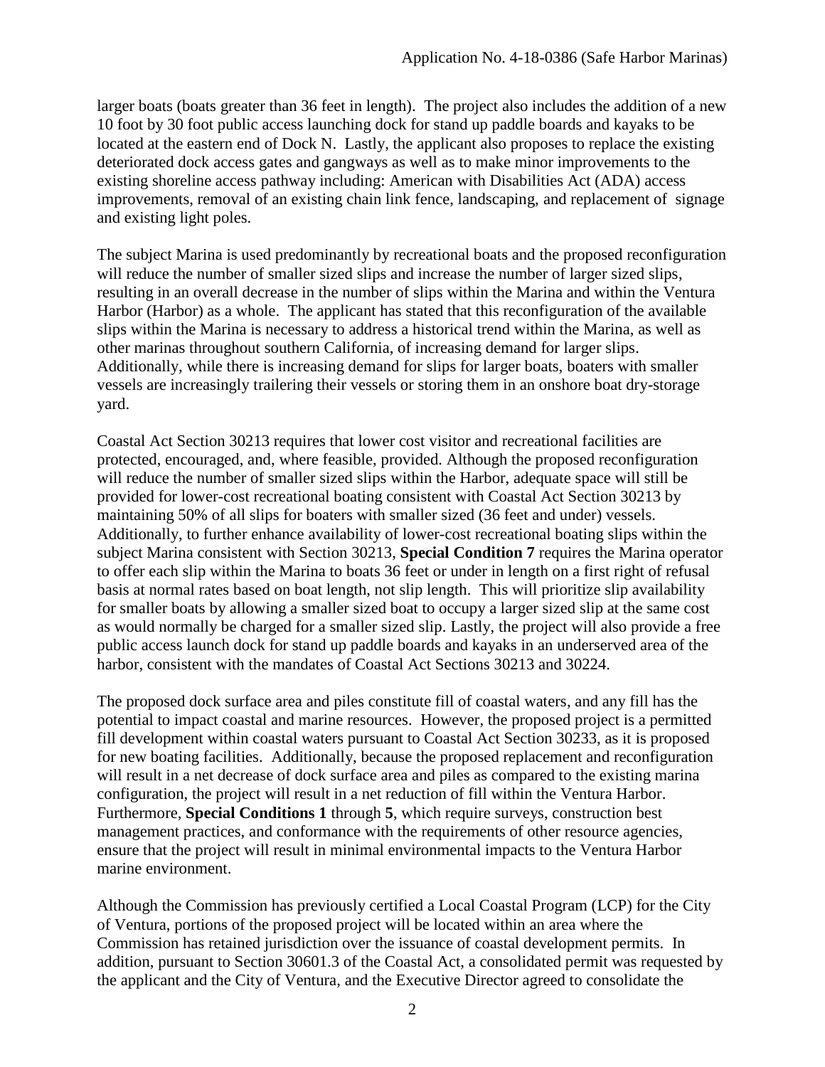larger boats (boats greater than 36 feet in length). The project also includes the addition of a new 10 foot by 30 foot public access launching dock for stand up paddle boards and kayaks to be located at the eastern end of Dock N. Lastly, the applicant also proposes to replace the existing deteriorated dock access gates and gangways as well as to make minor improvements to the existing shoreline access pathway including: American with Disabilities Act (ADA) access improvements, removal of an existing chain link fence, landscaping, and replacement of signage and existing light poles.

The subject Marina is used predominantly by recreational boats and the proposed reconfiguration will reduce the number of smaller sized slips and increase the number of larger sized slips, resulting in an overall decrease in the number of slips within the Marina and within the Ventura Harbor (Harbor) as a whole. The applicant has stated that this reconfiguration of the available slips within the Marina is necessary to address a historical trend within the Marina, as well as other marinas throughout southern California, of increasing demand for larger slips. Additionally, while there is increasing demand for slips for larger boats, boaters with smaller vessels are increasingly trailering their vessels or storing them in an onshore boat dry-storage yard.

Coastal Act Section 30213 requires that lower cost visitor and recreational facilities are protected, encouraged, and, where feasible, provided. Although the proposed reconfiguration will reduce the number of smaller sized slips within the Harbor, adequate space will still be provided for lower-cost recreational boating consistent with Coastal Act Section 30213 by maintaining 50% of all slips for boaters with smaller sized (36 feet and under) vessels. Additionally, to further enhance availability of lower-cost recreational boating slips within the subject Marina consistent with Section 30213, **Special Condition 7** requires the Marina operator to offer each slip within the Marina to boats 36 feet or under in length on a first right of refusal basis at normal rates based on boat length, not slip length. This will prioritize slip availability for smaller boats by allowing a smaller sized boat to occupy a larger sized slip at the same cost as would normally be charged for a smaller sized slip. Lastly, the project will also provide a free public access launch dock for stand up paddle boards and kayaks in an underserved area of the harbor, consistent with the mandates of Coastal Act Sections 30213 and 30224.

The proposed dock surface area and piles constitute fill of coastal waters, and any fill has the potential to impact coastal and marine resources. However, the proposed project is a permitted fill development within coastal waters pursuant to Coastal Act Section 30233, as it is proposed for new boating facilities. Additionally, because the proposed replacement and reconfiguration will result in a net decrease of dock surface area and piles as compared to the existing marina configuration, the project will result in a net reduction of fill within the Ventura Harbor. Furthermore, **Special Conditions 1** through **5**, which require surveys, construction best management practices, and conformance with the requirements of other resource agencies, ensure that the project will result in minimal environmental impacts to the Ventura Harbor marine environment.

Although the Commission has previously certified a Local Coastal Program (LCP) for the City of Ventura, portions of the proposed project will be located within an area where the Commission has retained jurisdiction over the issuance of coastal development permits. In addition, pursuant to Section 30601.3 of the Coastal Act, a consolidated permit was requested by the applicant and the City of Ventura, and the Executive Director agreed to consolidate the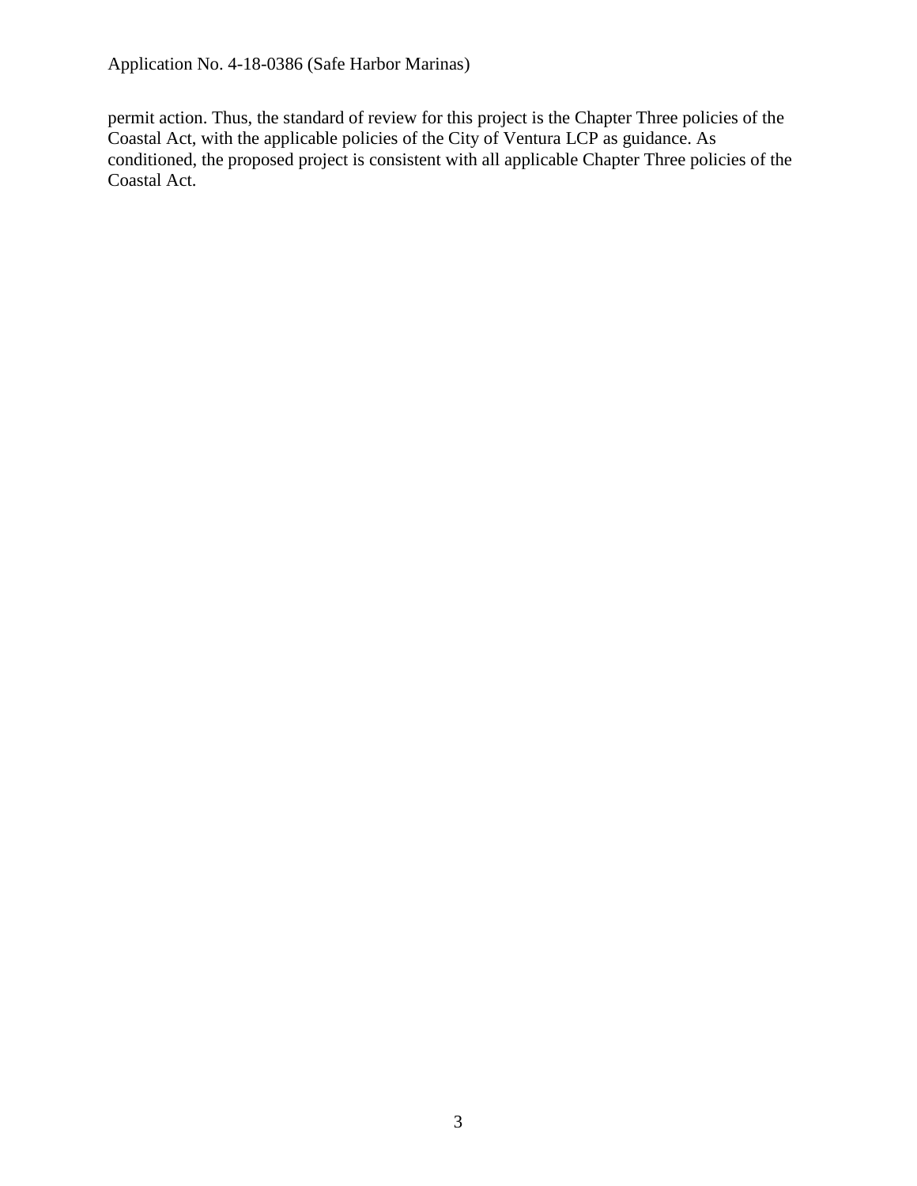permit action. Thus, the standard of review for this project is the Chapter Three policies of the Coastal Act, with the applicable policies of the City of Ventura LCP as guidance. As conditioned, the proposed project is consistent with all applicable Chapter Three policies of the Coastal Act.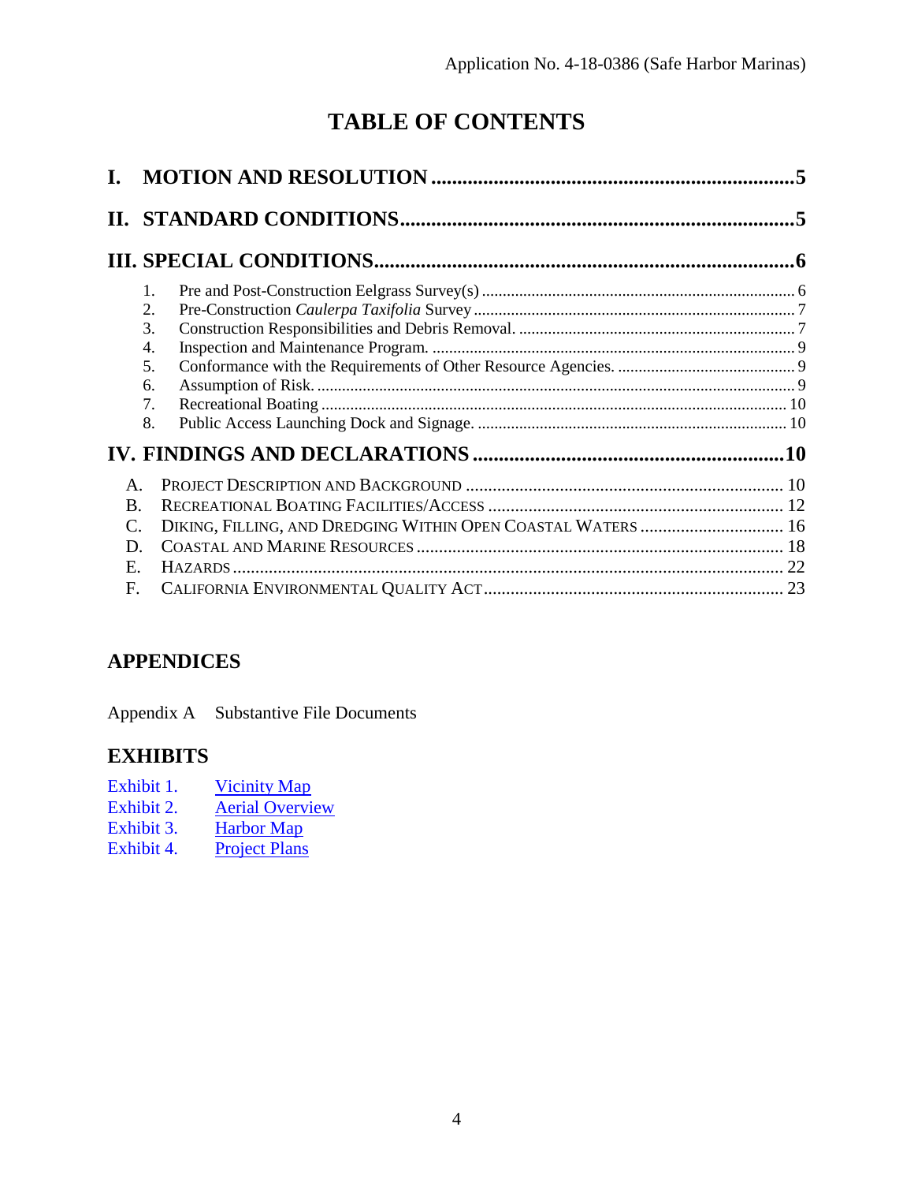# TABLE OF CONTENTS

**I. MOTION AND RESOLUTION** ..................................................................... **5**

**II. STANDARD CONDITIONS** ........................................................................... **5**

**III. SPECIAL CONDITIONS** ............................................................................... **6**

1. Pre and Post-Construction Eelgrass Survey(s) ........................................................................ 6
2. Pre-Construction *Caulerpa Taxifolia* Survey ............................................................................ 7
3. Construction Responsibilities and Debris Removal. ................................................................. 7
4. Inspection and Maintenance Program. ...................................................................................... 9
5. Conformance with the Requirements of Other Resource Agencies. ......................................... 9
6. Assumption of Risk. ................................................................................................................. 9
7. Recreational Boating ............................................................................................................... 10
8. Public Access Launching Dock and Signage. ......................................................................... 10

**IV. FINDINGS AND DECLARATIONS** ........................................................... **10**

A. PROJECT DESCRIPTION AND BACKGROUND ..................................................................... 10
B. RECREATIONAL BOATING FACILITIES/ACCESS ................................................................ 12
C. DIKING, FILLING, AND DREDGING WITHIN OPEN COASTAL WATERS ............................... 16
D. COASTAL AND MARINE RESOURCES ................................................................................ 18
E. HAZARDS .......................................................................................................................... 22
F. CALIFORNIA ENVIRONMENTAL QUALITY ACT .................................................................. 23

## APPENDICES

Appendix A Substantive File Documents

## EXHIBITS

Exhibit 1. Vicinity Map
Exhibit 2. Aerial Overview
Exhibit 3. Harbor Map
Exhibit 4. Project Plans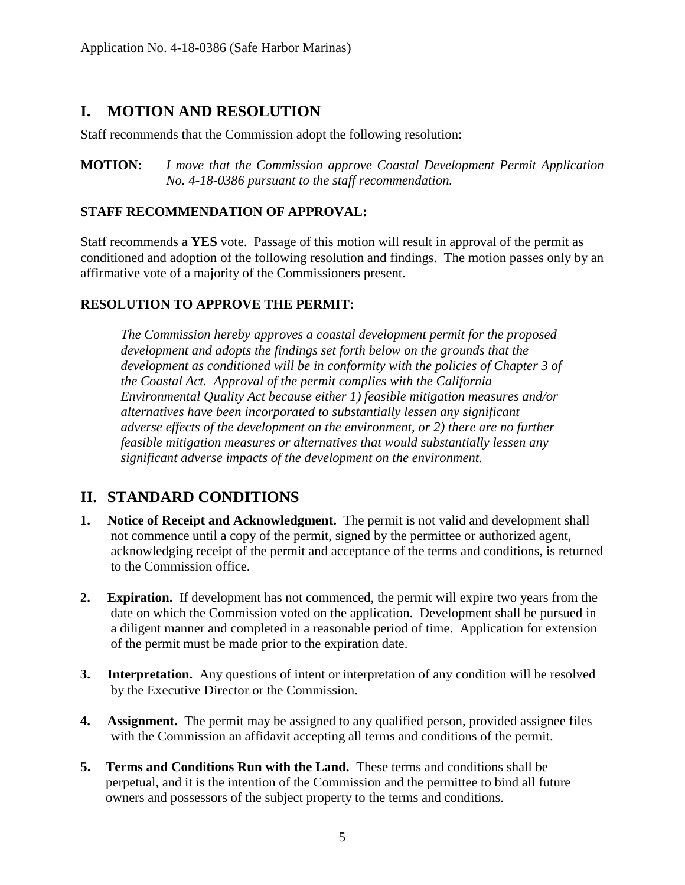## I. MOTION AND RESOLUTION

Staff recommends that the Commission adopt the following resolution:

**MOTION:** *I move that the Commission approve Coastal Development Permit Application No. 4-18-0386 pursuant to the staff recommendation.*

**STAFF RECOMMENDATION OF APPROVAL:**

Staff recommends a **YES** vote. Passage of this motion will result in approval of the permit as conditioned and adoption of the following resolution and findings. The motion passes only by an affirmative vote of a majority of the Commissioners present.

**RESOLUTION TO APPROVE THE PERMIT:**

*The Commission hereby approves a coastal development permit for the proposed development and adopts the findings set forth below on the grounds that the development as conditioned will be in conformity with the policies of Chapter 3 of the Coastal Act. Approval of the permit complies with the California Environmental Quality Act because either 1) feasible mitigation measures and/or alternatives have been incorporated to substantially lessen any significant adverse effects of the development on the environment, or 2) there are no further feasible mitigation measures or alternatives that would substantially lessen any significant adverse impacts of the development on the environment.*

## II. STANDARD CONDITIONS

1. **Notice of Receipt and Acknowledgment.** The permit is not valid and development shall not commence until a copy of the permit, signed by the permittee or authorized agent, acknowledging receipt of the permit and acceptance of the terms and conditions, is returned to the Commission office.

2. **Expiration.** If development has not commenced, the permit will expire two years from the date on which the Commission voted on the application. Development shall be pursued in a diligent manner and completed in a reasonable period of time. Application for extension of the permit must be made prior to the expiration date.

3. **Interpretation.** Any questions of intent or interpretation of any condition will be resolved by the Executive Director or the Commission.

4. **Assignment.** The permit may be assigned to any qualified person, provided assignee files with the Commission an affidavit accepting all terms and conditions of the permit.

5. **Terms and Conditions Run with the Land.** These terms and conditions shall be perpetual, and it is the intention of the Commission and the permittee to bind all future owners and possessors of the subject property to the terms and conditions.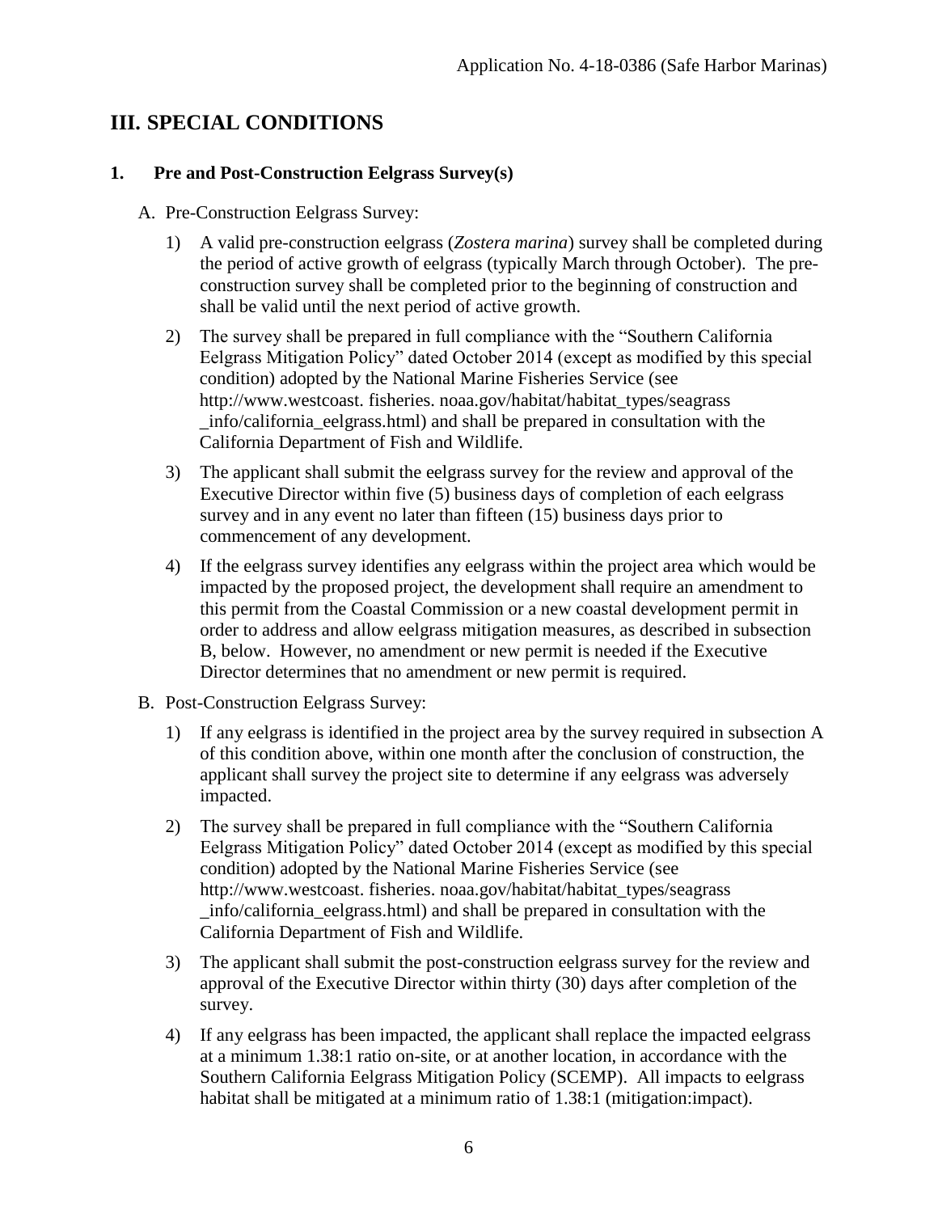## III. SPECIAL CONDITIONS

### 1. Pre and Post-Construction Eelgrass Survey(s)

A. Pre-Construction Eelgrass Survey:

1) A valid pre-construction eelgrass (*Zostera marina*) survey shall be completed during the period of active growth of eelgrass (typically March through October). The pre-construction survey shall be completed prior to the beginning of construction and shall be valid until the next period of active growth.

2) The survey shall be prepared in full compliance with the "Southern California Eelgrass Mitigation Policy" dated October 2014 (except as modified by this special condition) adopted by the National Marine Fisheries Service (see http://www.westcoast. fisheries. noaa.gov/habitat/habitat_types/seagrass _info/california_eelgrass.html) and shall be prepared in consultation with the California Department of Fish and Wildlife.

3) The applicant shall submit the eelgrass survey for the review and approval of the Executive Director within five (5) business days of completion of each eelgrass survey and in any event no later than fifteen (15) business days prior to commencement of any development.

4) If the eelgrass survey identifies any eelgrass within the project area which would be impacted by the proposed project, the development shall require an amendment to this permit from the Coastal Commission or a new coastal development permit in order to address and allow eelgrass mitigation measures, as described in subsection B, below. However, no amendment or new permit is needed if the Executive Director determines that no amendment or new permit is required.

B. Post-Construction Eelgrass Survey:

1) If any eelgrass is identified in the project area by the survey required in subsection A of this condition above, within one month after the conclusion of construction, the applicant shall survey the project site to determine if any eelgrass was adversely impacted.

2) The survey shall be prepared in full compliance with the "Southern California Eelgrass Mitigation Policy" dated October 2014 (except as modified by this special condition) adopted by the National Marine Fisheries Service (see http://www.westcoast. fisheries. noaa.gov/habitat/habitat_types/seagrass _info/california_eelgrass.html) and shall be prepared in consultation with the California Department of Fish and Wildlife.

3) The applicant shall submit the post-construction eelgrass survey for the review and approval of the Executive Director within thirty (30) days after completion of the survey.

4) If any eelgrass has been impacted, the applicant shall replace the impacted eelgrass at a minimum 1.38:1 ratio on-site, or at another location, in accordance with the Southern California Eelgrass Mitigation Policy (SCEMP). All impacts to eelgrass habitat shall be mitigated at a minimum ratio of 1.38:1 (mitigation:impact).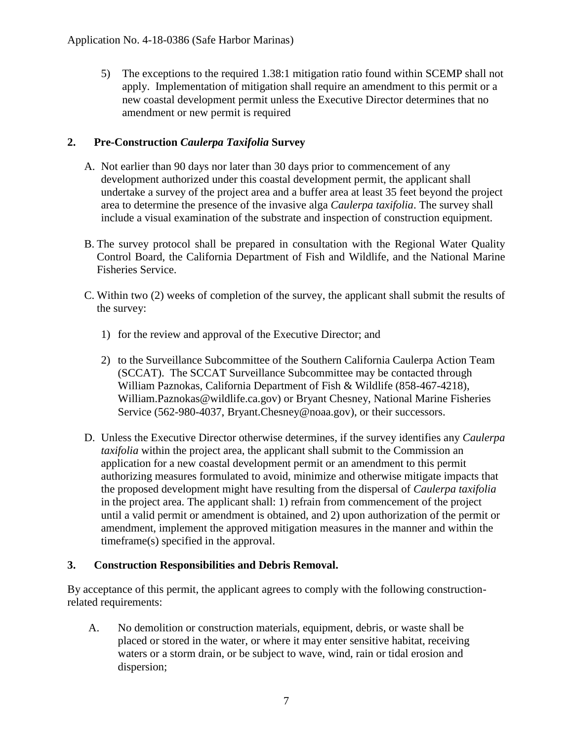5) The exceptions to the required 1.38:1 mitigation ratio found within SCEMP shall not apply. Implementation of mitigation shall require an amendment to this permit or a new coastal development permit unless the Executive Director determines that no amendment or new permit is required

## 2. Pre-Construction *Caulerpa Taxifolia* Survey

A. Not earlier than 90 days nor later than 30 days prior to commencement of any development authorized under this coastal development permit, the applicant shall undertake a survey of the project area and a buffer area at least 35 feet beyond the project area to determine the presence of the invasive alga *Caulerpa taxifolia*. The survey shall include a visual examination of the substrate and inspection of construction equipment.

B. The survey protocol shall be prepared in consultation with the Regional Water Quality Control Board, the California Department of Fish and Wildlife, and the National Marine Fisheries Service.

C. Within two (2) weeks of completion of the survey, the applicant shall submit the results of the survey:

1) for the review and approval of the Executive Director; and

2) to the Surveillance Subcommittee of the Southern California Caulerpa Action Team (SCCAT). The SCCAT Surveillance Subcommittee may be contacted through William Paznokas, California Department of Fish & Wildlife (858-467-4218), William.Paznokas@wildlife.ca.gov) or Bryant Chesney, National Marine Fisheries Service (562-980-4037, Bryant.Chesney@noaa.gov), or their successors.

D. Unless the Executive Director otherwise determines, if the survey identifies any *Caulerpa taxifolia* within the project area, the applicant shall submit to the Commission an application for a new coastal development permit or an amendment to this permit authorizing measures formulated to avoid, minimize and otherwise mitigate impacts that the proposed development might have resulting from the dispersal of *Caulerpa taxifolia* in the project area. The applicant shall: 1) refrain from commencement of the project until a valid permit or amendment is obtained, and 2) upon authorization of the permit or amendment, implement the approved mitigation measures in the manner and within the timeframe(s) specified in the approval.

## 3. Construction Responsibilities and Debris Removal.

By acceptance of this permit, the applicant agrees to comply with the following construction-related requirements:

A. No demolition or construction materials, equipment, debris, or waste shall be placed or stored in the water, or where it may enter sensitive habitat, receiving waters or a storm drain, or be subject to wave, wind, rain or tidal erosion and dispersion;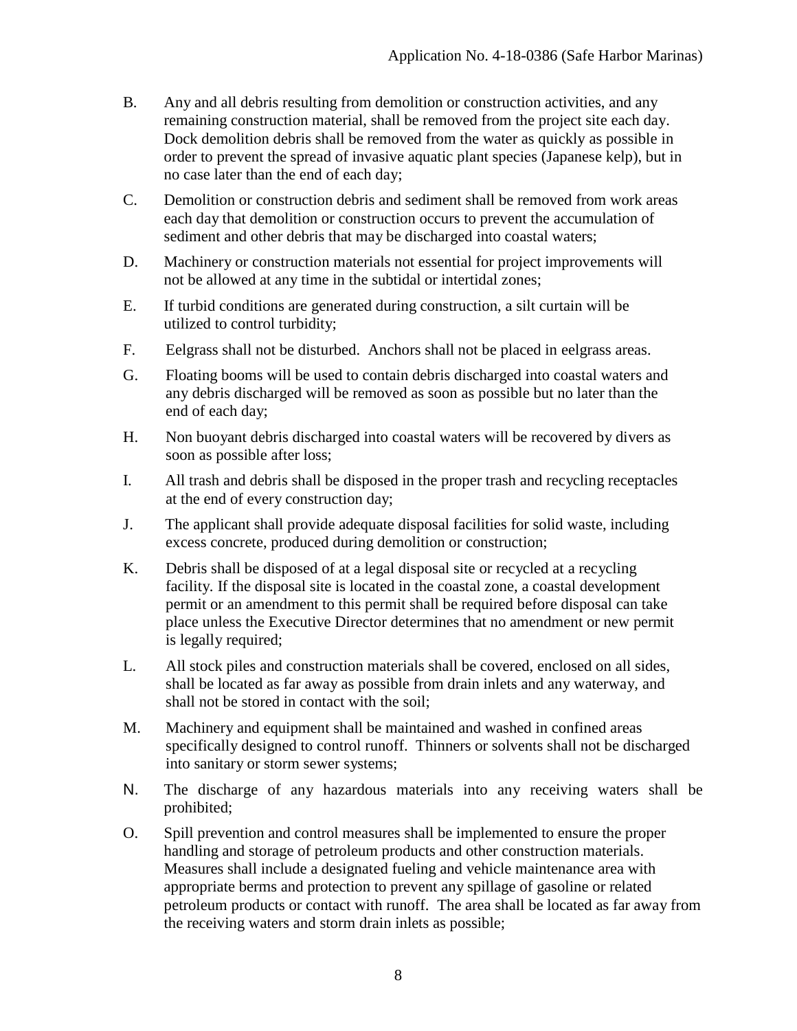B. Any and all debris resulting from demolition or construction activities, and any remaining construction material, shall be removed from the project site each day. Dock demolition debris shall be removed from the water as quickly as possible in order to prevent the spread of invasive aquatic plant species (Japanese kelp), but in no case later than the end of each day;

C. Demolition or construction debris and sediment shall be removed from work areas each day that demolition or construction occurs to prevent the accumulation of sediment and other debris that may be discharged into coastal waters;

D. Machinery or construction materials not essential for project improvements will not be allowed at any time in the subtidal or intertidal zones;

E. If turbid conditions are generated during construction, a silt curtain will be utilized to control turbidity;

F. Eelgrass shall not be disturbed. Anchors shall not be placed in eelgrass areas.

G. Floating booms will be used to contain debris discharged into coastal waters and any debris discharged will be removed as soon as possible but no later than the end of each day;

H. Non buoyant debris discharged into coastal waters will be recovered by divers as soon as possible after loss;

I. All trash and debris shall be disposed in the proper trash and recycling receptacles at the end of every construction day;

J. The applicant shall provide adequate disposal facilities for solid waste, including excess concrete, produced during demolition or construction;

K. Debris shall be disposed of at a legal disposal site or recycled at a recycling facility. If the disposal site is located in the coastal zone, a coastal development permit or an amendment to this permit shall be required before disposal can take place unless the Executive Director determines that no amendment or new permit is legally required;

L. All stock piles and construction materials shall be covered, enclosed on all sides, shall be located as far away as possible from drain inlets and any waterway, and shall not be stored in contact with the soil;

M. Machinery and equipment shall be maintained and washed in confined areas specifically designed to control runoff. Thinners or solvents shall not be discharged into sanitary or storm sewer systems;

N. The discharge of any hazardous materials into any receiving waters shall be prohibited;

O. Spill prevention and control measures shall be implemented to ensure the proper handling and storage of petroleum products and other construction materials. Measures shall include a designated fueling and vehicle maintenance area with appropriate berms and protection to prevent any spillage of gasoline or related petroleum products or contact with runoff. The area shall be located as far away from the receiving waters and storm drain inlets as possible;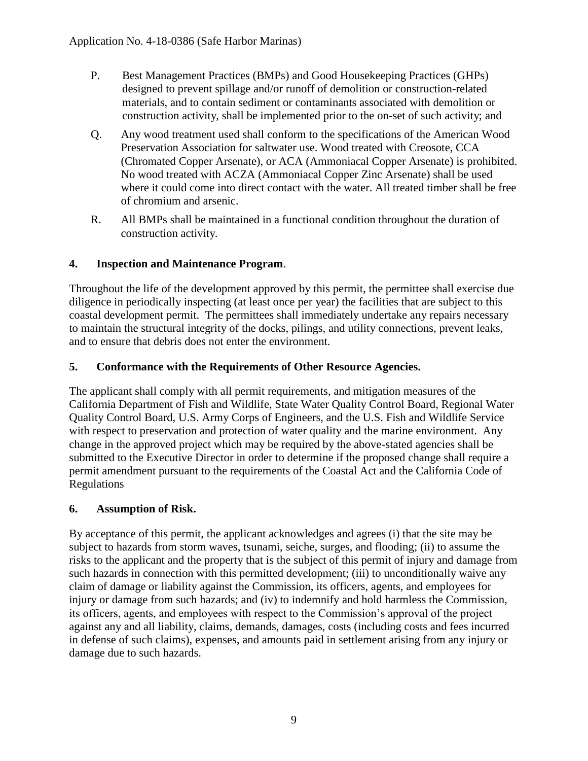P. Best Management Practices (BMPs) and Good Housekeeping Practices (GHPs) designed to prevent spillage and/or runoff of demolition or construction-related materials, and to contain sediment or contaminants associated with demolition or construction activity, shall be implemented prior to the on-set of such activity; and

Q. Any wood treatment used shall conform to the specifications of the American Wood Preservation Association for saltwater use. Wood treated with Creosote, CCA (Chromated Copper Arsenate), or ACA (Ammoniacal Copper Arsenate) is prohibited. No wood treated with ACZA (Ammoniacal Copper Zinc Arsenate) shall be used where it could come into direct contact with the water. All treated timber shall be free of chromium and arsenic.

R. All BMPs shall be maintained in a functional condition throughout the duration of construction activity.

**4. Inspection and Maintenance Program**.

Throughout the life of the development approved by this permit, the permittee shall exercise due diligence in periodically inspecting (at least once per year) the facilities that are subject to this coastal development permit. The permittees shall immediately undertake any repairs necessary to maintain the structural integrity of the docks, pilings, and utility connections, prevent leaks, and to ensure that debris does not enter the environment.

**5. Conformance with the Requirements of Other Resource Agencies.**

The applicant shall comply with all permit requirements, and mitigation measures of the California Department of Fish and Wildlife, State Water Quality Control Board, Regional Water Quality Control Board, U.S. Army Corps of Engineers, and the U.S. Fish and Wildlife Service with respect to preservation and protection of water quality and the marine environment. Any change in the approved project which may be required by the above-stated agencies shall be submitted to the Executive Director in order to determine if the proposed change shall require a permit amendment pursuant to the requirements of the Coastal Act and the California Code of Regulations

**6. Assumption of Risk.**

By acceptance of this permit, the applicant acknowledges and agrees (i) that the site may be subject to hazards from storm waves, tsunami, seiche, surges, and flooding; (ii) to assume the risks to the applicant and the property that is the subject of this permit of injury and damage from such hazards in connection with this permitted development; (iii) to unconditionally waive any claim of damage or liability against the Commission, its officers, agents, and employees for injury or damage from such hazards; and (iv) to indemnify and hold harmless the Commission, its officers, agents, and employees with respect to the Commission's approval of the project against any and all liability, claims, demands, damages, costs (including costs and fees incurred in defense of such claims), expenses, and amounts paid in settlement arising from any injury or damage due to such hazards.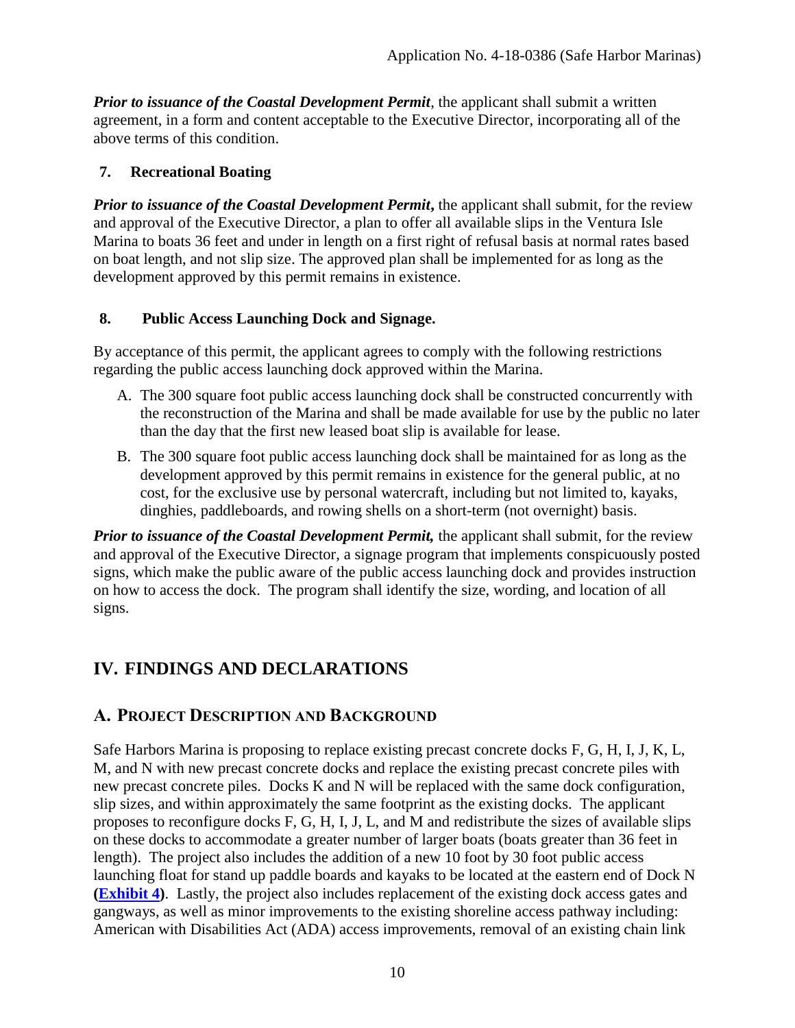***Prior to issuance of the Coastal Development Permit***, the applicant shall submit a written agreement, in a form and content acceptable to the Executive Director, incorporating all of the above terms of this condition.

### 7. Recreational Boating

***Prior to issuance of the Coastal Development Permit***, the applicant shall submit, for the review and approval of the Executive Director, a plan to offer all available slips in the Ventura Isle Marina to boats 36 feet and under in length on a first right of refusal basis at normal rates based on boat length, and not slip size. The approved plan shall be implemented for as long as the development approved by this permit remains in existence.

### 8. Public Access Launching Dock and Signage.

By acceptance of this permit, the applicant agrees to comply with the following restrictions regarding the public access launching dock approved within the Marina.

A. The 300 square foot public access launching dock shall be constructed concurrently with the reconstruction of the Marina and shall be made available for use by the public no later than the day that the first new leased boat slip is available for lease.

B. The 300 square foot public access launching dock shall be maintained for as long as the development approved by this permit remains in existence for the general public, at no cost, for the exclusive use by personal watercraft, including but not limited to, kayaks, dinghies, paddleboards, and rowing shells on a short-term (not overnight) basis.

***Prior to issuance of the Coastal Development Permit,*** the applicant shall submit, for the review and approval of the Executive Director, a signage program that implements conspicuously posted signs, which make the public aware of the public access launching dock and provides instruction on how to access the dock. The program shall identify the size, wording, and location of all signs.

# IV. FINDINGS AND DECLARATIONS

## A. PROJECT DESCRIPTION AND BACKGROUND

Safe Harbors Marina is proposing to replace existing precast concrete docks F, G, H, I, J, K, L, M, and N with new precast concrete docks and replace the existing precast concrete piles with new precast concrete piles. Docks K and N will be replaced with the same dock configuration, slip sizes, and within approximately the same footprint as the existing docks. The applicant proposes to reconfigure docks F, G, H, I, J, L, and M and redistribute the sizes of available slips on these docks to accommodate a greater number of larger boats (boats greater than 36 feet in length). The project also includes the addition of a new 10 foot by 30 foot public access launching float for stand up paddle boards and kayaks to be located at the eastern end of Dock N (**Exhibit 4**). Lastly, the project also includes replacement of the existing dock access gates and gangways, as well as minor improvements to the existing shoreline access pathway including: American with Disabilities Act (ADA) access improvements, removal of an existing chain link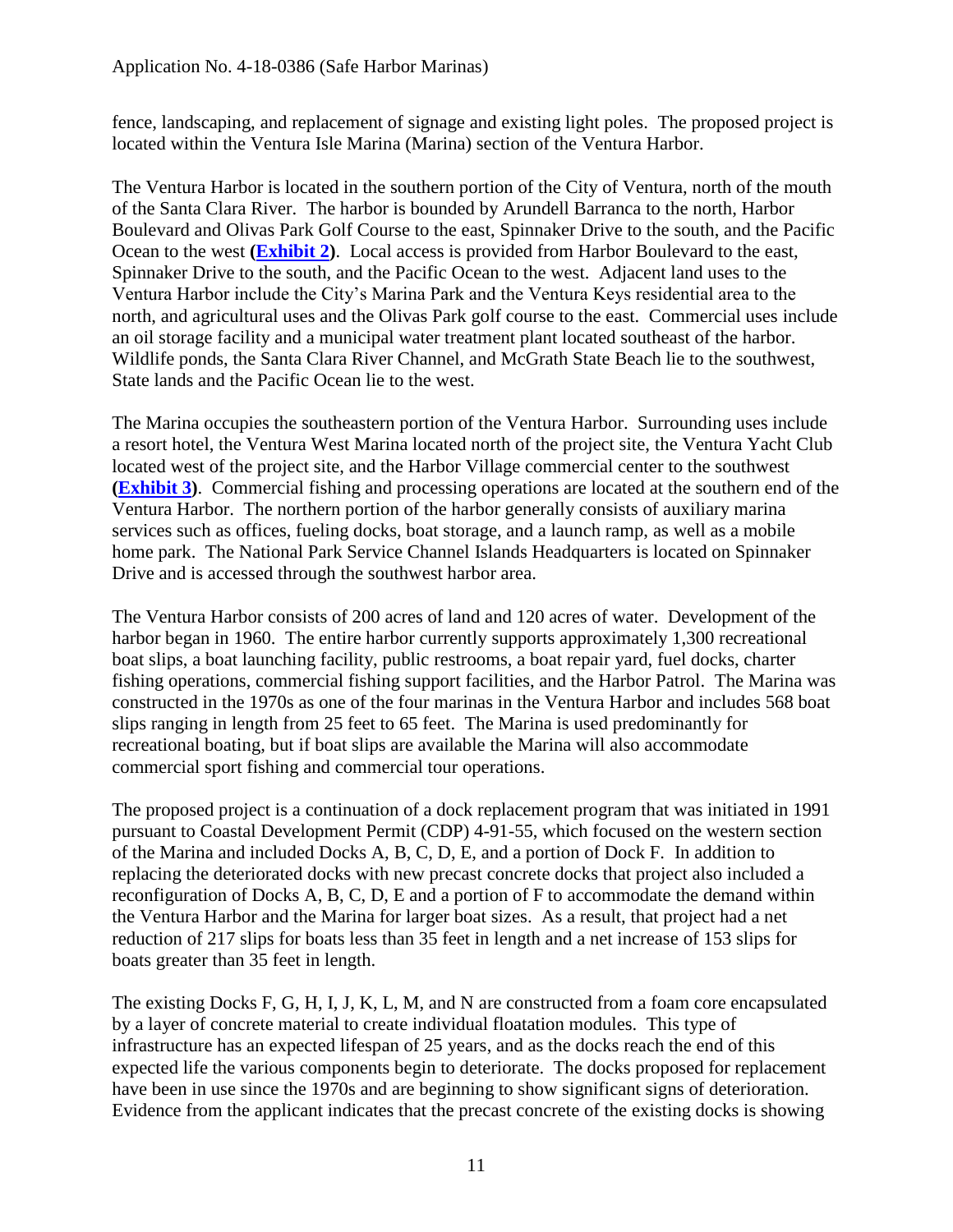fence, landscaping, and replacement of signage and existing light poles. The proposed project is located within the Ventura Isle Marina (Marina) section of the Ventura Harbor.

The Ventura Harbor is located in the southern portion of the City of Ventura, north of the mouth of the Santa Clara River. The harbor is bounded by Arundell Barranca to the north, Harbor Boulevard and Olivas Park Golf Course to the east, Spinnaker Drive to the south, and the Pacific Ocean to the west **(Exhibit 2)**. Local access is provided from Harbor Boulevard to the east, Spinnaker Drive to the south, and the Pacific Ocean to the west. Adjacent land uses to the Ventura Harbor include the City's Marina Park and the Ventura Keys residential area to the north, and agricultural uses and the Olivas Park golf course to the east. Commercial uses include an oil storage facility and a municipal water treatment plant located southeast of the harbor. Wildlife ponds, the Santa Clara River Channel, and McGrath State Beach lie to the southwest, State lands and the Pacific Ocean lie to the west.

The Marina occupies the southeastern portion of the Ventura Harbor. Surrounding uses include a resort hotel, the Ventura West Marina located north of the project site, the Ventura Yacht Club located west of the project site, and the Harbor Village commercial center to the southwest **(Exhibit 3)**. Commercial fishing and processing operations are located at the southern end of the Ventura Harbor. The northern portion of the harbor generally consists of auxiliary marina services such as offices, fueling docks, boat storage, and a launch ramp, as well as a mobile home park. The National Park Service Channel Islands Headquarters is located on Spinnaker Drive and is accessed through the southwest harbor area.

The Ventura Harbor consists of 200 acres of land and 120 acres of water. Development of the harbor began in 1960. The entire harbor currently supports approximately 1,300 recreational boat slips, a boat launching facility, public restrooms, a boat repair yard, fuel docks, charter fishing operations, commercial fishing support facilities, and the Harbor Patrol. The Marina was constructed in the 1970s as one of the four marinas in the Ventura Harbor and includes 568 boat slips ranging in length from 25 feet to 65 feet. The Marina is used predominantly for recreational boating, but if boat slips are available the Marina will also accommodate commercial sport fishing and commercial tour operations.

The proposed project is a continuation of a dock replacement program that was initiated in 1991 pursuant to Coastal Development Permit (CDP) 4-91-55, which focused on the western section of the Marina and included Docks A, B, C, D, E, and a portion of Dock F. In addition to replacing the deteriorated docks with new precast concrete docks that project also included a reconfiguration of Docks A, B, C, D, E and a portion of F to accommodate the demand within the Ventura Harbor and the Marina for larger boat sizes. As a result, that project had a net reduction of 217 slips for boats less than 35 feet in length and a net increase of 153 slips for boats greater than 35 feet in length.

The existing Docks F, G, H, I, J, K, L, M, and N are constructed from a foam core encapsulated by a layer of concrete material to create individual floatation modules. This type of infrastructure has an expected lifespan of 25 years, and as the docks reach the end of this expected life the various components begin to deteriorate. The docks proposed for replacement have been in use since the 1970s and are beginning to show significant signs of deterioration. Evidence from the applicant indicates that the precast concrete of the existing docks is showing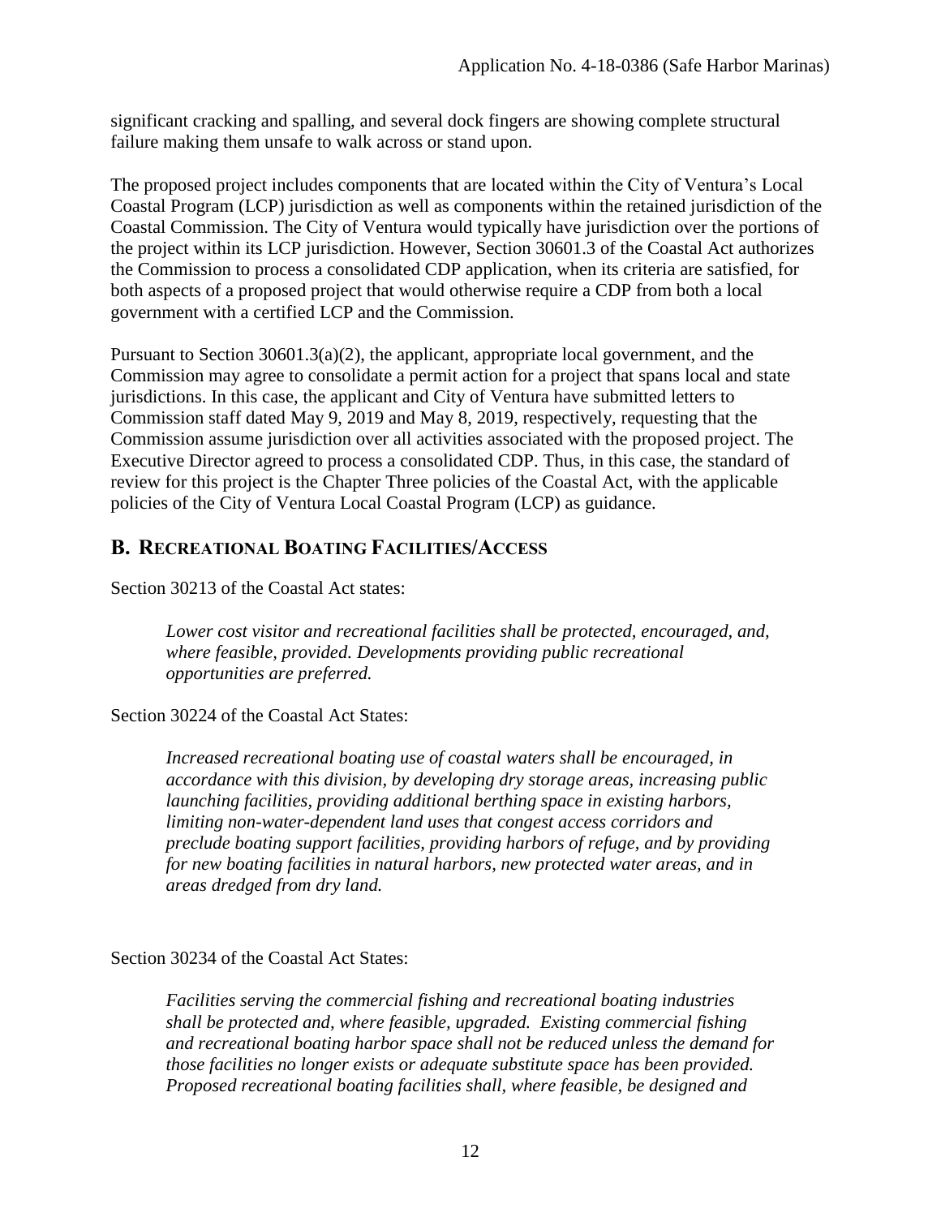significant cracking and spalling, and several dock fingers are showing complete structural failure making them unsafe to walk across or stand upon.

The proposed project includes components that are located within the City of Ventura's Local Coastal Program (LCP) jurisdiction as well as components within the retained jurisdiction of the Coastal Commission. The City of Ventura would typically have jurisdiction over the portions of the project within its LCP jurisdiction. However, Section 30601.3 of the Coastal Act authorizes the Commission to process a consolidated CDP application, when its criteria are satisfied, for both aspects of a proposed project that would otherwise require a CDP from both a local government with a certified LCP and the Commission.

Pursuant to Section 30601.3(a)(2), the applicant, appropriate local government, and the Commission may agree to consolidate a permit action for a project that spans local and state jurisdictions. In this case, the applicant and City of Ventura have submitted letters to Commission staff dated May 9, 2019 and May 8, 2019, respectively, requesting that the Commission assume jurisdiction over all activities associated with the proposed project. The Executive Director agreed to process a consolidated CDP. Thus, in this case, the standard of review for this project is the Chapter Three policies of the Coastal Act, with the applicable policies of the City of Ventura Local Coastal Program (LCP) as guidance.

## B. RECREATIONAL BOATING FACILITIES/ACCESS

Section 30213 of the Coastal Act states:

> *Lower cost visitor and recreational facilities shall be protected, encouraged, and, where feasible, provided. Developments providing public recreational opportunities are preferred.*

Section 30224 of the Coastal Act States:

> *Increased recreational boating use of coastal waters shall be encouraged, in accordance with this division, by developing dry storage areas, increasing public launching facilities, providing additional berthing space in existing harbors, limiting non-water-dependent land uses that congest access corridors and preclude boating support facilities, providing harbors of refuge, and by providing for new boating facilities in natural harbors, new protected water areas, and in areas dredged from dry land.*

Section 30234 of the Coastal Act States:

> *Facilities serving the commercial fishing and recreational boating industries shall be protected and, where feasible, upgraded. Existing commercial fishing and recreational boating harbor space shall not be reduced unless the demand for those facilities no longer exists or adequate substitute space has been provided. Proposed recreational boating facilities shall, where feasible, be designed and*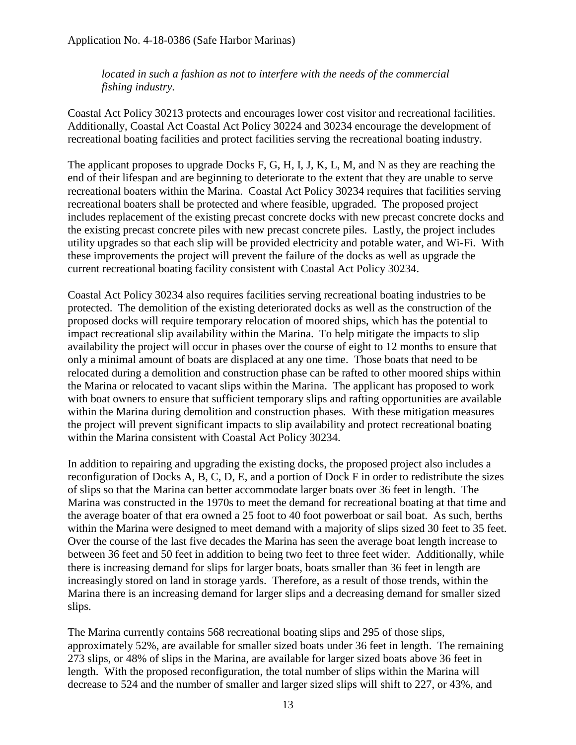*located in such a fashion as not to interfere with the needs of the commercial fishing industry.*

Coastal Act Policy 30213 protects and encourages lower cost visitor and recreational facilities. Additionally, Coastal Act Coastal Act Policy 30224 and 30234 encourage the development of recreational boating facilities and protect facilities serving the recreational boating industry.

The applicant proposes to upgrade Docks F, G, H, I, J, K, L, M, and N as they are reaching the end of their lifespan and are beginning to deteriorate to the extent that they are unable to serve recreational boaters within the Marina. Coastal Act Policy 30234 requires that facilities serving recreational boaters shall be protected and where feasible, upgraded. The proposed project includes replacement of the existing precast concrete docks with new precast concrete docks and the existing precast concrete piles with new precast concrete piles. Lastly, the project includes utility upgrades so that each slip will be provided electricity and potable water, and Wi-Fi. With these improvements the project will prevent the failure of the docks as well as upgrade the current recreational boating facility consistent with Coastal Act Policy 30234.

Coastal Act Policy 30234 also requires facilities serving recreational boating industries to be protected. The demolition of the existing deteriorated docks as well as the construction of the proposed docks will require temporary relocation of moored ships, which has the potential to impact recreational slip availability within the Marina. To help mitigate the impacts to slip availability the project will occur in phases over the course of eight to 12 months to ensure that only a minimal amount of boats are displaced at any one time. Those boats that need to be relocated during a demolition and construction phase can be rafted to other moored ships within the Marina or relocated to vacant slips within the Marina. The applicant has proposed to work with boat owners to ensure that sufficient temporary slips and rafting opportunities are available within the Marina during demolition and construction phases. With these mitigation measures the project will prevent significant impacts to slip availability and protect recreational boating within the Marina consistent with Coastal Act Policy 30234.

In addition to repairing and upgrading the existing docks, the proposed project also includes a reconfiguration of Docks A, B, C, D, E, and a portion of Dock F in order to redistribute the sizes of slips so that the Marina can better accommodate larger boats over 36 feet in length. The Marina was constructed in the 1970s to meet the demand for recreational boating at that time and the average boater of that era owned a 25 foot to 40 foot powerboat or sail boat. As such, berths within the Marina were designed to meet demand with a majority of slips sized 30 feet to 35 feet. Over the course of the last five decades the Marina has seen the average boat length increase to between 36 feet and 50 feet in addition to being two feet to three feet wider. Additionally, while there is increasing demand for slips for larger boats, boats smaller than 36 feet in length are increasingly stored on land in storage yards. Therefore, as a result of those trends, within the Marina there is an increasing demand for larger slips and a decreasing demand for smaller sized slips.

The Marina currently contains 568 recreational boating slips and 295 of those slips, approximately 52%, are available for smaller sized boats under 36 feet in length. The remaining 273 slips, or 48% of slips in the Marina, are available for larger sized boats above 36 feet in length. With the proposed reconfiguration, the total number of slips within the Marina will decrease to 524 and the number of smaller and larger sized slips will shift to 227, or 43%, and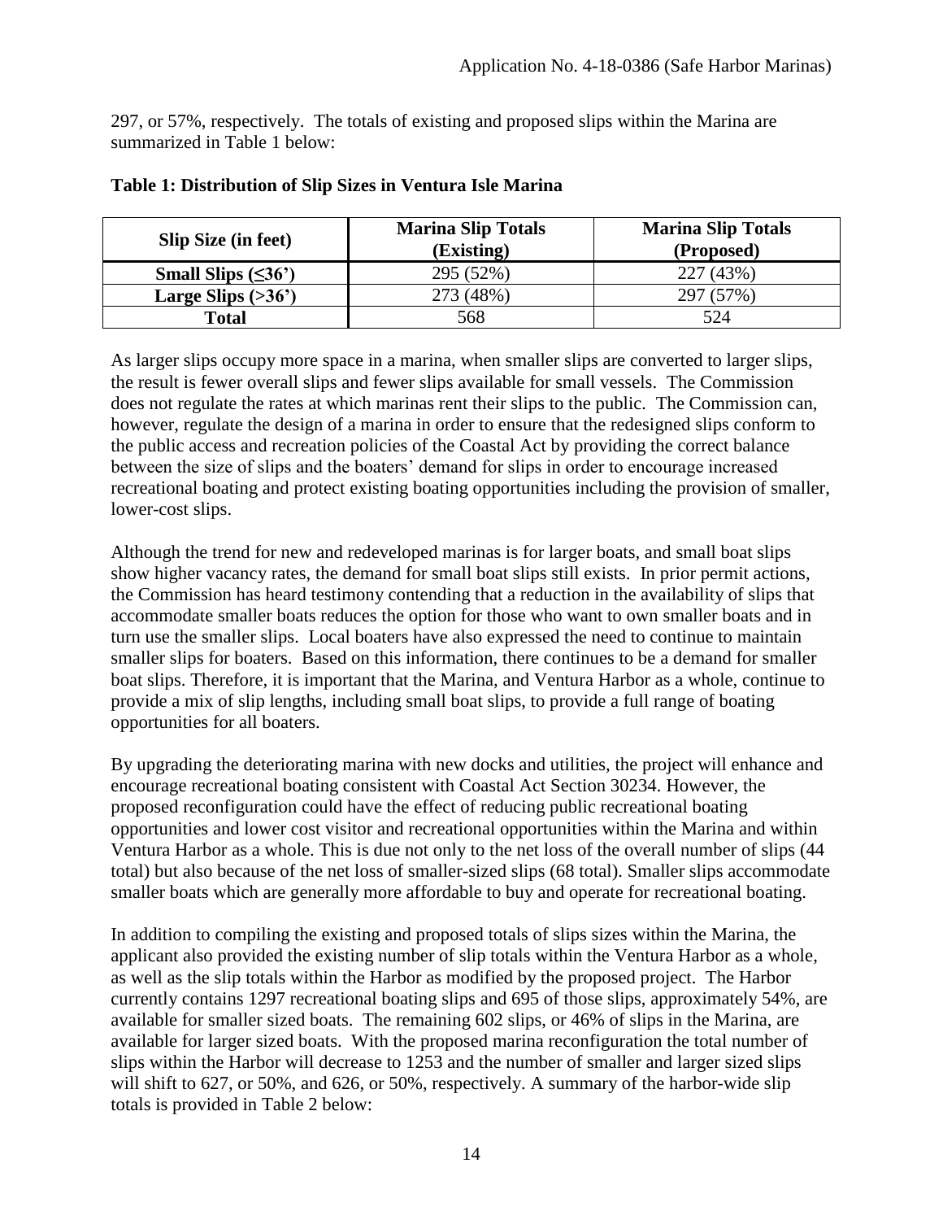297, or 57%, respectively. The totals of existing and proposed slips within the Marina are summarized in Table 1 below:

**Table 1: Distribution of Slip Sizes in Ventura Isle Marina**

| Slip Size (in feet) | Marina Slip Totals (Existing) | Marina Slip Totals (Proposed) |
|---|---|---|
| **Small Slips (≤36')** | 295 (52%) | 227 (43%) |
| **Large Slips (>36')** | 273 (48%) | 297 (57%) |
| **Total** | 568 | 524 |

As larger slips occupy more space in a marina, when smaller slips are converted to larger slips, the result is fewer overall slips and fewer slips available for small vessels. The Commission does not regulate the rates at which marinas rent their slips to the public. The Commission can, however, regulate the design of a marina in order to ensure that the redesigned slips conform to the public access and recreation policies of the Coastal Act by providing the correct balance between the size of slips and the boaters' demand for slips in order to encourage increased recreational boating and protect existing boating opportunities including the provision of smaller, lower-cost slips.

Although the trend for new and redeveloped marinas is for larger boats, and small boat slips show higher vacancy rates, the demand for small boat slips still exists. In prior permit actions, the Commission has heard testimony contending that a reduction in the availability of slips that accommodate smaller boats reduces the option for those who want to own smaller boats and in turn use the smaller slips. Local boaters have also expressed the need to continue to maintain smaller slips for boaters. Based on this information, there continues to be a demand for smaller boat slips. Therefore, it is important that the Marina, and Ventura Harbor as a whole, continue to provide a mix of slip lengths, including small boat slips, to provide a full range of boating opportunities for all boaters.

By upgrading the deteriorating marina with new docks and utilities, the project will enhance and encourage recreational boating consistent with Coastal Act Section 30234. However, the proposed reconfiguration could have the effect of reducing public recreational boating opportunities and lower cost visitor and recreational opportunities within the Marina and within Ventura Harbor as a whole. This is due not only to the net loss of the overall number of slips (44 total) but also because of the net loss of smaller-sized slips (68 total). Smaller slips accommodate smaller boats which are generally more affordable to buy and operate for recreational boating.

In addition to compiling the existing and proposed totals of slips sizes within the Marina, the applicant also provided the existing number of slip totals within the Ventura Harbor as a whole, as well as the slip totals within the Harbor as modified by the proposed project. The Harbor currently contains 1297 recreational boating slips and 695 of those slips, approximately 54%, are available for smaller sized boats. The remaining 602 slips, or 46% of slips in the Marina, are available for larger sized boats. With the proposed marina reconfiguration the total number of slips within the Harbor will decrease to 1253 and the number of smaller and larger sized slips will shift to 627, or 50%, and 626, or 50%, respectively. A summary of the harbor-wide slip totals is provided in Table 2 below: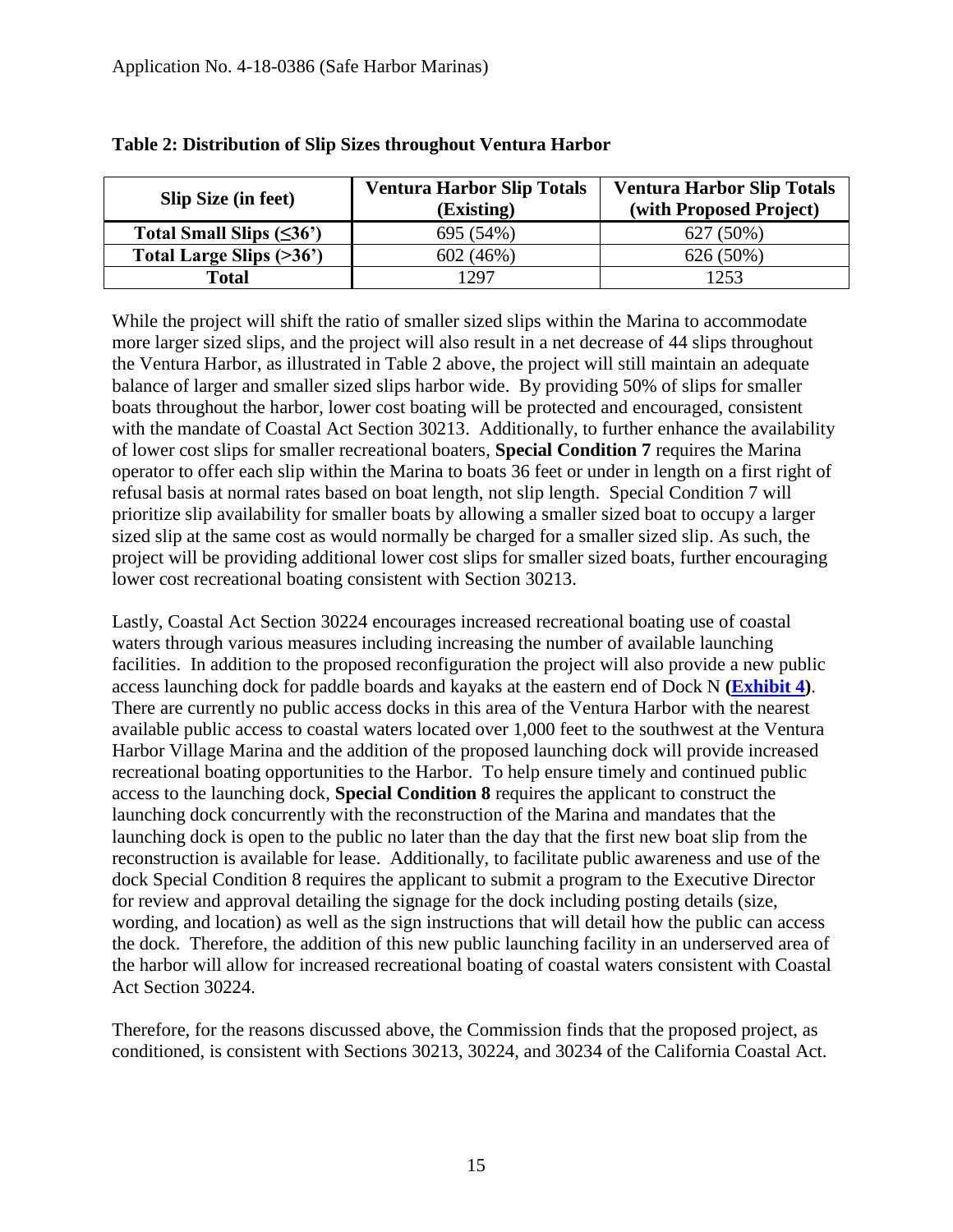**Table 2: Distribution of Slip Sizes throughout Ventura Harbor**

| Slip Size (in feet) | Ventura Harbor Slip Totals (Existing) | Ventura Harbor Slip Totals (with Proposed Project) |
|---|---|---|
| **Total Small Slips (≤36')** | 695 (54%) | 627 (50%) |
| **Total Large Slips (>36')** | 602 (46%) | 626 (50%) |
| **Total** | 1297 | 1253 |

While the project will shift the ratio of smaller sized slips within the Marina to accommodate more larger sized slips, and the project will also result in a net decrease of 44 slips throughout the Ventura Harbor, as illustrated in Table 2 above, the project will still maintain an adequate balance of larger and smaller sized slips harbor wide. By providing 50% of slips for smaller boats throughout the harbor, lower cost boating will be protected and encouraged, consistent with the mandate of Coastal Act Section 30213. Additionally, to further enhance the availability of lower cost slips for smaller recreational boaters, **Special Condition 7** requires the Marina operator to offer each slip within the Marina to boats 36 feet or under in length on a first right of refusal basis at normal rates based on boat length, not slip length. Special Condition 7 will prioritize slip availability for smaller boats by allowing a smaller sized boat to occupy a larger sized slip at the same cost as would normally be charged for a smaller sized slip. As such, the project will be providing additional lower cost slips for smaller sized boats, further encouraging lower cost recreational boating consistent with Section 30213.

Lastly, Coastal Act Section 30224 encourages increased recreational boating use of coastal waters through various measures including increasing the number of available launching facilities. In addition to the proposed reconfiguration the project will also provide a new public access launching dock for paddle boards and kayaks at the eastern end of Dock N **(Exhibit 4)**. There are currently no public access docks in this area of the Ventura Harbor with the nearest available public access to coastal waters located over 1,000 feet to the southwest at the Ventura Harbor Village Marina and the addition of the proposed launching dock will provide increased recreational boating opportunities to the Harbor. To help ensure timely and continued public access to the launching dock, **Special Condition 8** requires the applicant to construct the launching dock concurrently with the reconstruction of the Marina and mandates that the launching dock is open to the public no later than the day that the first new boat slip from the reconstruction is available for lease. Additionally, to facilitate public awareness and use of the dock Special Condition 8 requires the applicant to submit a program to the Executive Director for review and approval detailing the signage for the dock including posting details (size, wording, and location) as well as the sign instructions that will detail how the public can access the dock. Therefore, the addition of this new public launching facility in an underserved area of the harbor will allow for increased recreational boating of coastal waters consistent with Coastal Act Section 30224.

Therefore, for the reasons discussed above, the Commission finds that the proposed project, as conditioned, is consistent with Sections 30213, 30224, and 30234 of the California Coastal Act.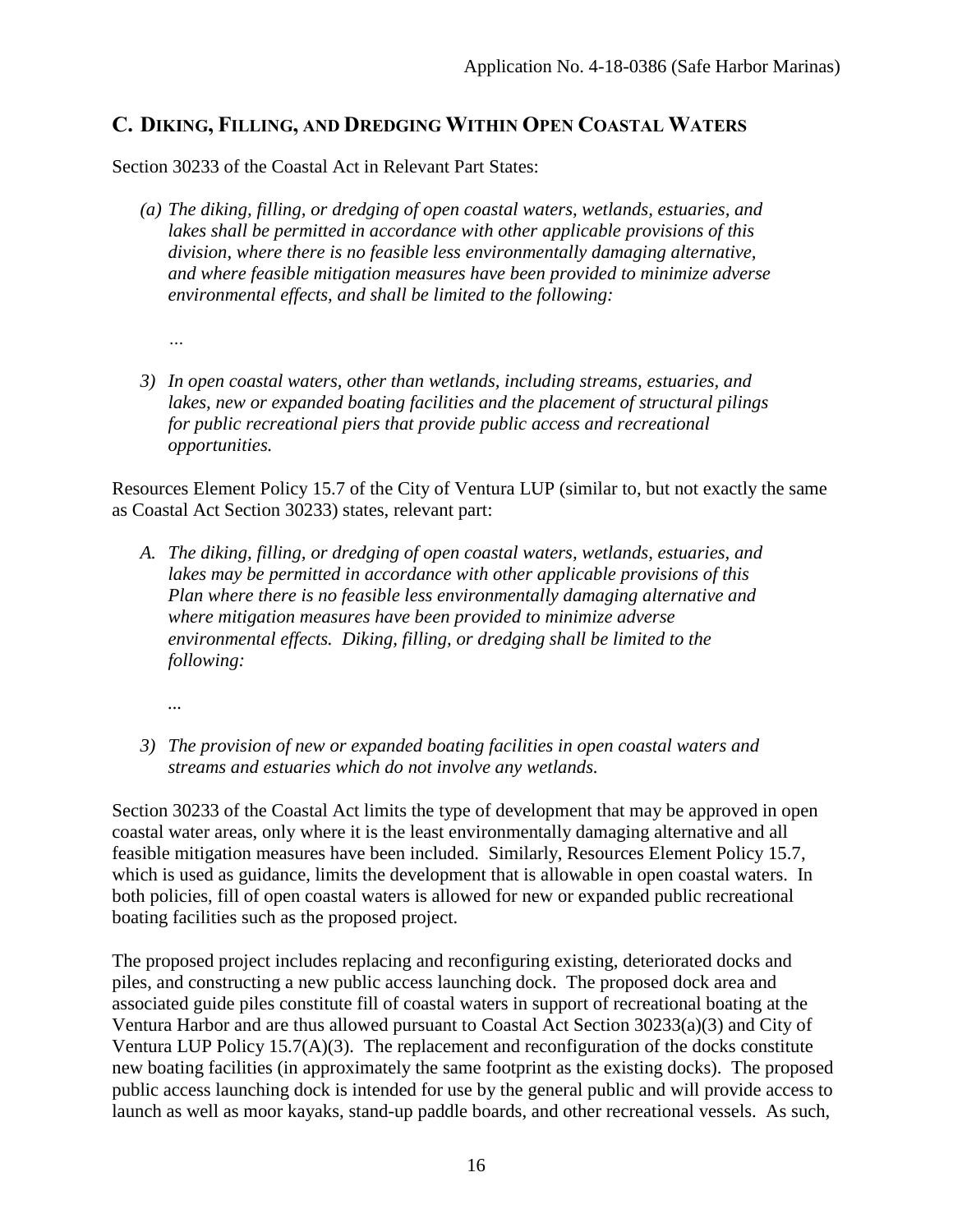## C. DIKING, FILLING, AND DREDGING WITHIN OPEN COASTAL WATERS

Section 30233 of the Coastal Act in Relevant Part States:

> *(a) The diking, filling, or dredging of open coastal waters, wetlands, estuaries, and lakes shall be permitted in accordance with other applicable provisions of this division, where there is no feasible less environmentally damaging alternative, and where feasible mitigation measures have been provided to minimize adverse environmental effects, and shall be limited to the following:*
>
> *…*
>
> *3) In open coastal waters, other than wetlands, including streams, estuaries, and lakes, new or expanded boating facilities and the placement of structural pilings for public recreational piers that provide public access and recreational opportunities.*

Resources Element Policy 15.7 of the City of Ventura LUP (similar to, but not exactly the same as Coastal Act Section 30233) states, relevant part:

> *A. The diking, filling, or dredging of open coastal waters, wetlands, estuaries, and lakes may be permitted in accordance with other applicable provisions of this Plan where there is no feasible less environmentally damaging alternative and where mitigation measures have been provided to minimize adverse environmental effects. Diking, filling, or dredging shall be limited to the following:*
>
> *...*
>
> *3) The provision of new or expanded boating facilities in open coastal waters and streams and estuaries which do not involve any wetlands.*

Section 30233 of the Coastal Act limits the type of development that may be approved in open coastal water areas, only where it is the least environmentally damaging alternative and all feasible mitigation measures have been included. Similarly, Resources Element Policy 15.7, which is used as guidance, limits the development that is allowable in open coastal waters. In both policies, fill of open coastal waters is allowed for new or expanded public recreational boating facilities such as the proposed project.

The proposed project includes replacing and reconfiguring existing, deteriorated docks and piles, and constructing a new public access launching dock. The proposed dock area and associated guide piles constitute fill of coastal waters in support of recreational boating at the Ventura Harbor and are thus allowed pursuant to Coastal Act Section 30233(a)(3) and City of Ventura LUP Policy 15.7(A)(3). The replacement and reconfiguration of the docks constitute new boating facilities (in approximately the same footprint as the existing docks). The proposed public access launching dock is intended for use by the general public and will provide access to launch as well as moor kayaks, stand-up paddle boards, and other recreational vessels. As such,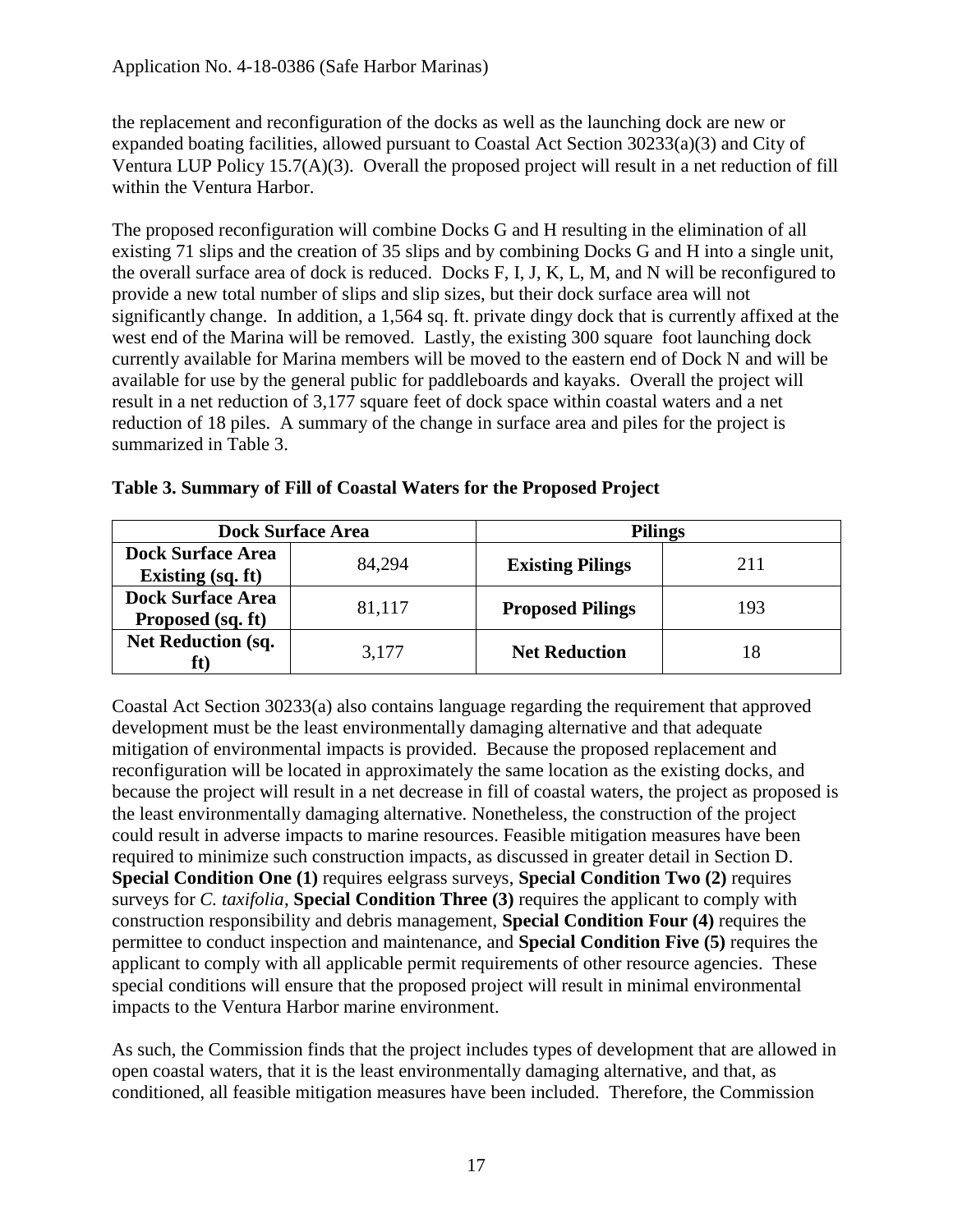the replacement and reconfiguration of the docks as well as the launching dock are new or expanded boating facilities, allowed pursuant to Coastal Act Section 30233(a)(3) and City of Ventura LUP Policy 15.7(A)(3). Overall the proposed project will result in a net reduction of fill within the Ventura Harbor.

The proposed reconfiguration will combine Docks G and H resulting in the elimination of all existing 71 slips and the creation of 35 slips and by combining Docks G and H into a single unit, the overall surface area of dock is reduced. Docks F, I, J, K, L, M, and N will be reconfigured to provide a new total number of slips and slip sizes, but their dock surface area will not significantly change. In addition, a 1,564 sq. ft. private dingy dock that is currently affixed at the west end of the Marina will be removed. Lastly, the existing 300 square foot launching dock currently available for Marina members will be moved to the eastern end of Dock N and will be available for use by the general public for paddleboards and kayaks. Overall the project will result in a net reduction of 3,177 square feet of dock space within coastal waters and a net reduction of 18 piles. A summary of the change in surface area and piles for the project is summarized in Table 3.

**Table 3. Summary of Fill of Coastal Waters for the Proposed Project**

| **Dock Surface Area** | | **Pilings** | |
|---|---|---|---|
| **Dock Surface Area Existing (sq. ft)** | 84,294 | **Existing Pilings** | 211 |
| **Dock Surface Area Proposed (sq. ft)** | 81,117 | **Proposed Pilings** | 193 |
| **Net Reduction (sq. ft)** | 3,177 | **Net Reduction** | 18 |

Coastal Act Section 30233(a) also contains language regarding the requirement that approved development must be the least environmentally damaging alternative and that adequate mitigation of environmental impacts is provided. Because the proposed replacement and reconfiguration will be located in approximately the same location as the existing docks, and because the project will result in a net decrease in fill of coastal waters, the project as proposed is the least environmentally damaging alternative. Nonetheless, the construction of the project could result in adverse impacts to marine resources. Feasible mitigation measures have been required to minimize such construction impacts, as discussed in greater detail in Section D. **Special Condition One (1)** requires eelgrass surveys, **Special Condition Two (2)** requires surveys for *C. taxifolia*, **Special Condition Three (3)** requires the applicant to comply with construction responsibility and debris management, **Special Condition Four (4)** requires the permittee to conduct inspection and maintenance, and **Special Condition Five (5)** requires the applicant to comply with all applicable permit requirements of other resource agencies. These special conditions will ensure that the proposed project will result in minimal environmental impacts to the Ventura Harbor marine environment.

As such, the Commission finds that the project includes types of development that are allowed in open coastal waters, that it is the least environmentally damaging alternative, and that, as conditioned, all feasible mitigation measures have been included. Therefore, the Commission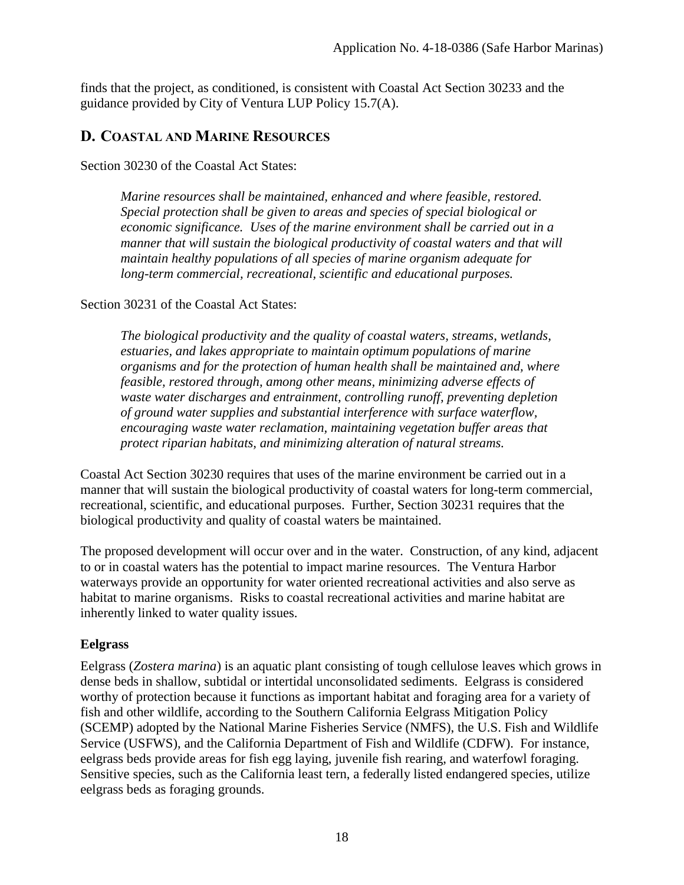finds that the project, as conditioned, is consistent with Coastal Act Section 30233 and the guidance provided by City of Ventura LUP Policy 15.7(A).

## D. COASTAL AND MARINE RESOURCES

Section 30230 of the Coastal Act States:

> *Marine resources shall be maintained, enhanced and where feasible, restored. Special protection shall be given to areas and species of special biological or economic significance. Uses of the marine environment shall be carried out in a manner that will sustain the biological productivity of coastal waters and that will maintain healthy populations of all species of marine organism adequate for long-term commercial, recreational, scientific and educational purposes.*

Section 30231 of the Coastal Act States:

> *The biological productivity and the quality of coastal waters, streams, wetlands, estuaries, and lakes appropriate to maintain optimum populations of marine organisms and for the protection of human health shall be maintained and, where feasible, restored through, among other means, minimizing adverse effects of waste water discharges and entrainment, controlling runoff, preventing depletion of ground water supplies and substantial interference with surface waterflow, encouraging waste water reclamation, maintaining vegetation buffer areas that protect riparian habitats, and minimizing alteration of natural streams.*

Coastal Act Section 30230 requires that uses of the marine environment be carried out in a manner that will sustain the biological productivity of coastal waters for long-term commercial, recreational, scientific, and educational purposes. Further, Section 30231 requires that the biological productivity and quality of coastal waters be maintained.

The proposed development will occur over and in the water. Construction, of any kind, adjacent to or in coastal waters has the potential to impact marine resources. The Ventura Harbor waterways provide an opportunity for water oriented recreational activities and also serve as habitat to marine organisms. Risks to coastal recreational activities and marine habitat are inherently linked to water quality issues.

### Eelgrass

Eelgrass (*Zostera marina*) is an aquatic plant consisting of tough cellulose leaves which grows in dense beds in shallow, subtidal or intertidal unconsolidated sediments. Eelgrass is considered worthy of protection because it functions as important habitat and foraging area for a variety of fish and other wildlife, according to the Southern California Eelgrass Mitigation Policy (SCEMP) adopted by the National Marine Fisheries Service (NMFS), the U.S. Fish and Wildlife Service (USFWS), and the California Department of Fish and Wildlife (CDFW). For instance, eelgrass beds provide areas for fish egg laying, juvenile fish rearing, and waterfowl foraging. Sensitive species, such as the California least tern, a federally listed endangered species, utilize eelgrass beds as foraging grounds.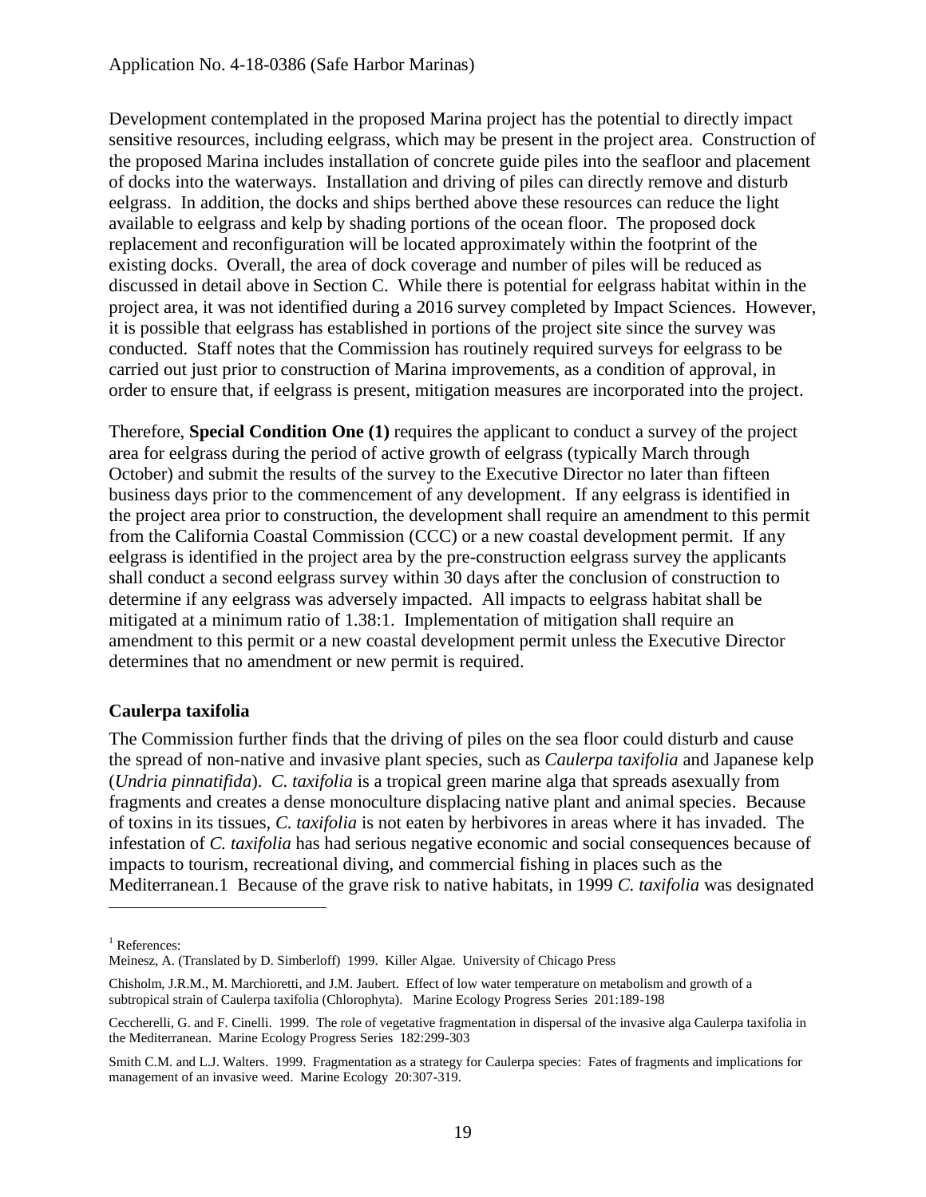Development contemplated in the proposed Marina project has the potential to directly impact sensitive resources, including eelgrass, which may be present in the project area. Construction of the proposed Marina includes installation of concrete guide piles into the seafloor and placement of docks into the waterways. Installation and driving of piles can directly remove and disturb eelgrass. In addition, the docks and ships berthed above these resources can reduce the light available to eelgrass and kelp by shading portions of the ocean floor. The proposed dock replacement and reconfiguration will be located approximately within the footprint of the existing docks. Overall, the area of dock coverage and number of piles will be reduced as discussed in detail above in Section C. While there is potential for eelgrass habitat within in the project area, it was not identified during a 2016 survey completed by Impact Sciences. However, it is possible that eelgrass has established in portions of the project site since the survey was conducted. Staff notes that the Commission has routinely required surveys for eelgrass to be carried out just prior to construction of Marina improvements, as a condition of approval, in order to ensure that, if eelgrass is present, mitigation measures are incorporated into the project.

Therefore, **Special Condition One (1)** requires the applicant to conduct a survey of the project area for eelgrass during the period of active growth of eelgrass (typically March through October) and submit the results of the survey to the Executive Director no later than fifteen business days prior to the commencement of any development. If any eelgrass is identified in the project area prior to construction, the development shall require an amendment to this permit from the California Coastal Commission (CCC) or a new coastal development permit. If any eelgrass is identified in the project area by the pre-construction eelgrass survey the applicants shall conduct a second eelgrass survey within 30 days after the conclusion of construction to determine if any eelgrass was adversely impacted. All impacts to eelgrass habitat shall be mitigated at a minimum ratio of 1.38:1. Implementation of mitigation shall require an amendment to this permit or a new coastal development permit unless the Executive Director determines that no amendment or new permit is required.

### Caulerpa taxifolia

The Commission further finds that the driving of piles on the sea floor could disturb and cause the spread of non-native and invasive plant species, such as *Caulerpa taxifolia* and Japanese kelp (*Undria pinnatifida*). *C. taxifolia* is a tropical green marine alga that spreads asexually from fragments and creates a dense monoculture displacing native plant and animal species. Because of toxins in its tissues, *C. taxifolia* is not eaten by herbivores in areas where it has invaded. The infestation of *C. taxifolia* has had serious negative economic and social consequences because of impacts to tourism, recreational diving, and commercial fishing in places such as the Mediterranean.1 Because of the grave risk to native habitats, in 1999 *C. taxifolia* was designated

---

[1] References:

Meinesz, A. (Translated by D. Simberloff) 1999. Killer Algae. University of Chicago Press

Chisholm, J.R.M., M. Marchioretti, and J.M. Jaubert. Effect of low water temperature on metabolism and growth of a subtropical strain of Caulerpa taxifolia (Chlorophyta). Marine Ecology Progress Series 201:189-198

Ceccherelli, G. and F. Cinelli. 1999. The role of vegetative fragmentation in dispersal of the invasive alga Caulerpa taxifolia in the Mediterranean. Marine Ecology Progress Series 182:299-303

Smith C.M. and L.J. Walters. 1999. Fragmentation as a strategy for Caulerpa species: Fates of fragments and implications for management of an invasive weed. Marine Ecology 20:307-319.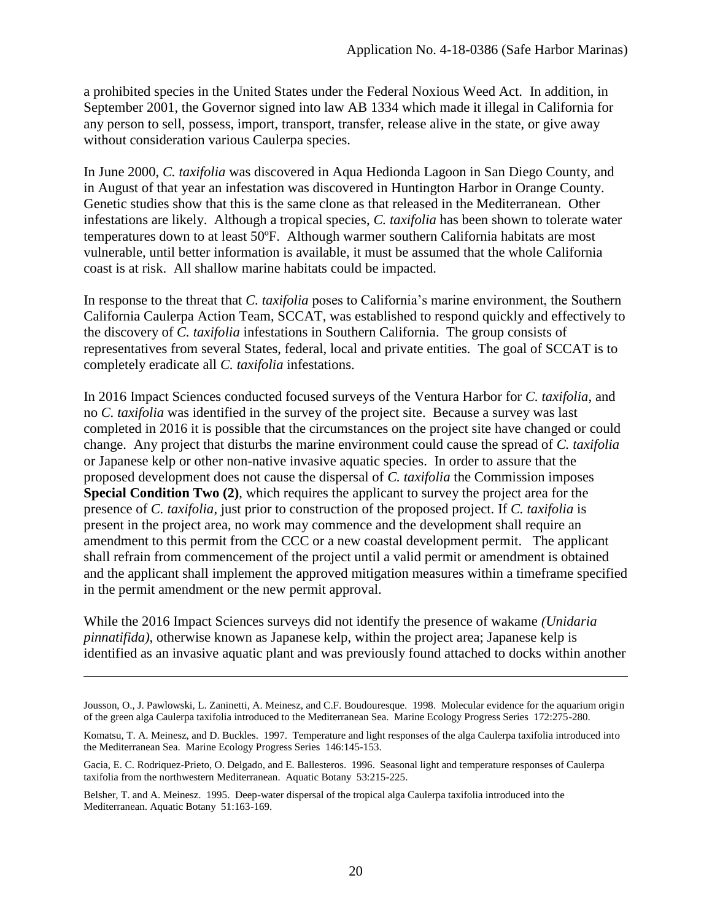a prohibited species in the United States under the Federal Noxious Weed Act. In addition, in September 2001, the Governor signed into law AB 1334 which made it illegal in California for any person to sell, possess, import, transport, transfer, release alive in the state, or give away without consideration various Caulerpa species.

In June 2000, *C. taxifolia* was discovered in Aqua Hedionda Lagoon in San Diego County, and in August of that year an infestation was discovered in Huntington Harbor in Orange County. Genetic studies show that this is the same clone as that released in the Mediterranean. Other infestations are likely. Although a tropical species, *C. taxifolia* has been shown to tolerate water temperatures down to at least 50ºF. Although warmer southern California habitats are most vulnerable, until better information is available, it must be assumed that the whole California coast is at risk. All shallow marine habitats could be impacted.

In response to the threat that *C. taxifolia* poses to California's marine environment, the Southern California Caulerpa Action Team, SCCAT, was established to respond quickly and effectively to the discovery of *C. taxifolia* infestations in Southern California. The group consists of representatives from several States, federal, local and private entities. The goal of SCCAT is to completely eradicate all *C. taxifolia* infestations.

In 2016 Impact Sciences conducted focused surveys of the Ventura Harbor for *C. taxifolia*, and no *C. taxifolia* was identified in the survey of the project site. Because a survey was last completed in 2016 it is possible that the circumstances on the project site have changed or could change. Any project that disturbs the marine environment could cause the spread of *C. taxifolia* or Japanese kelp or other non-native invasive aquatic species. In order to assure that the proposed development does not cause the dispersal of *C. taxifolia* the Commission imposes **Special Condition Two (2)**, which requires the applicant to survey the project area for the presence of *C. taxifolia*, just prior to construction of the proposed project. If *C. taxifolia* is present in the project area, no work may commence and the development shall require an amendment to this permit from the CCC or a new coastal development permit. The applicant shall refrain from commencement of the project until a valid permit or amendment is obtained and the applicant shall implement the approved mitigation measures within a timeframe specified in the permit amendment or the new permit approval.

While the 2016 Impact Sciences surveys did not identify the presence of wakame *(Unidaria pinnatifida)*, otherwise known as Japanese kelp, within the project area; Japanese kelp is identified as an invasive aquatic plant and was previously found attached to docks within another

---

Jousson, O., J. Pawlowski, L. Zaninetti, A. Meinesz, and C.F. Boudouresque. 1998. Molecular evidence for the aquarium origin of the green alga Caulerpa taxifolia introduced to the Mediterranean Sea. Marine Ecology Progress Series 172:275-280.

Komatsu, T. A. Meinesz, and D. Buckles. 1997. Temperature and light responses of the alga Caulerpa taxifolia introduced into the Mediterranean Sea. Marine Ecology Progress Series 146:145-153.

Gacia, E. C. Rodriquez-Prieto, O. Delgado, and E. Ballesteros. 1996. Seasonal light and temperature responses of Caulerpa taxifolia from the northwestern Mediterranean. Aquatic Botany 53:215-225.

Belsher, T. and A. Meinesz. 1995. Deep-water dispersal of the tropical alga Caulerpa taxifolia introduced into the Mediterranean. Aquatic Botany 51:163-169.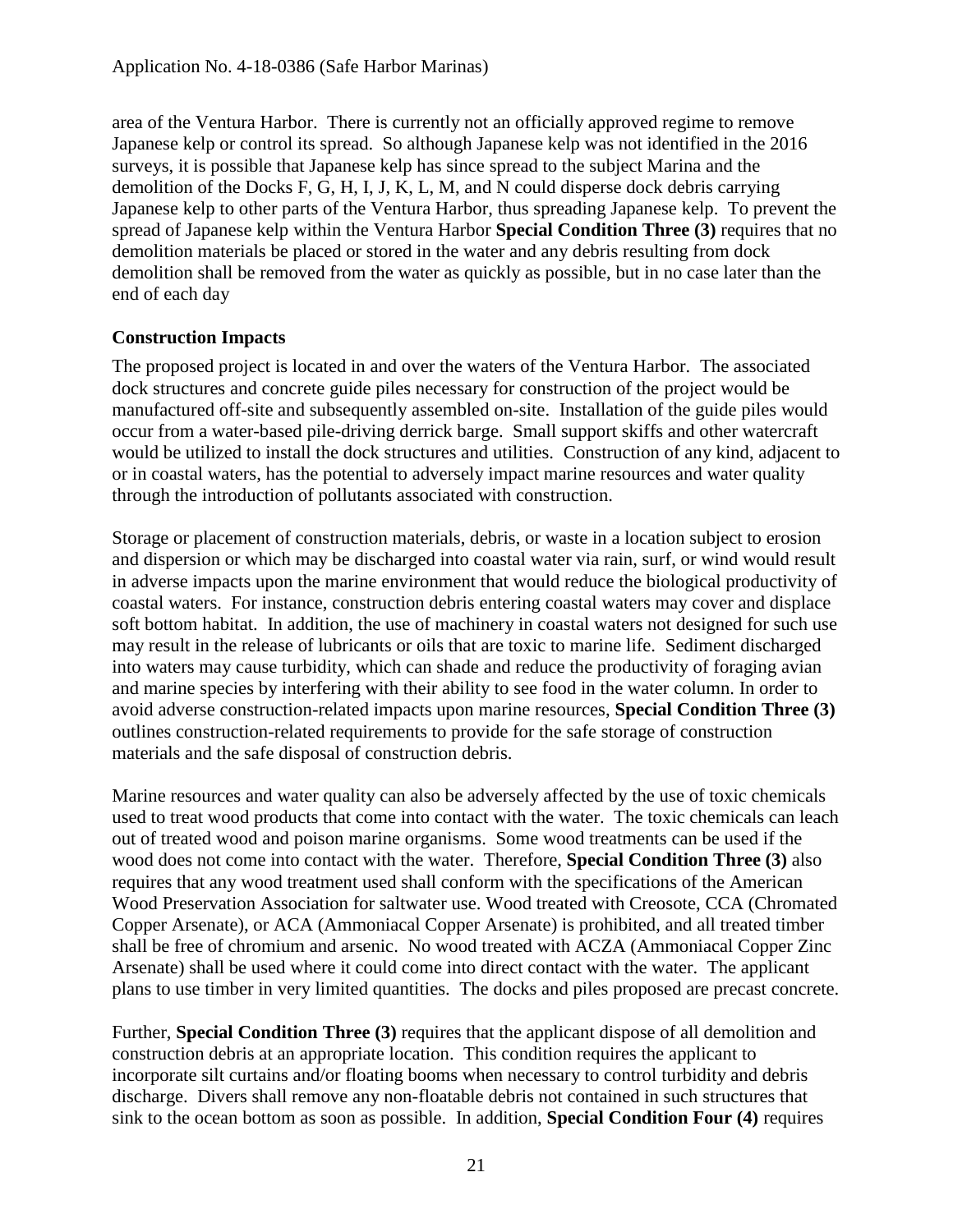area of the Ventura Harbor. There is currently not an officially approved regime to remove Japanese kelp or control its spread. So although Japanese kelp was not identified in the 2016 surveys, it is possible that Japanese kelp has since spread to the subject Marina and the demolition of the Docks F, G, H, I, J, K, L, M, and N could disperse dock debris carrying Japanese kelp to other parts of the Ventura Harbor, thus spreading Japanese kelp. To prevent the spread of Japanese kelp within the Ventura Harbor **Special Condition Three (3)** requires that no demolition materials be placed or stored in the water and any debris resulting from dock demolition shall be removed from the water as quickly as possible, but in no case later than the end of each day

**Construction Impacts**

The proposed project is located in and over the waters of the Ventura Harbor. The associated dock structures and concrete guide piles necessary for construction of the project would be manufactured off-site and subsequently assembled on-site. Installation of the guide piles would occur from a water-based pile-driving derrick barge. Small support skiffs and other watercraft would be utilized to install the dock structures and utilities. Construction of any kind, adjacent to or in coastal waters, has the potential to adversely impact marine resources and water quality through the introduction of pollutants associated with construction.

Storage or placement of construction materials, debris, or waste in a location subject to erosion and dispersion or which may be discharged into coastal water via rain, surf, or wind would result in adverse impacts upon the marine environment that would reduce the biological productivity of coastal waters. For instance, construction debris entering coastal waters may cover and displace soft bottom habitat. In addition, the use of machinery in coastal waters not designed for such use may result in the release of lubricants or oils that are toxic to marine life. Sediment discharged into waters may cause turbidity, which can shade and reduce the productivity of foraging avian and marine species by interfering with their ability to see food in the water column. In order to avoid adverse construction-related impacts upon marine resources, **Special Condition Three (3)** outlines construction-related requirements to provide for the safe storage of construction materials and the safe disposal of construction debris.

Marine resources and water quality can also be adversely affected by the use of toxic chemicals used to treat wood products that come into contact with the water. The toxic chemicals can leach out of treated wood and poison marine organisms. Some wood treatments can be used if the wood does not come into contact with the water. Therefore, **Special Condition Three (3)** also requires that any wood treatment used shall conform with the specifications of the American Wood Preservation Association for saltwater use. Wood treated with Creosote, CCA (Chromated Copper Arsenate), or ACA (Ammoniacal Copper Arsenate) is prohibited, and all treated timber shall be free of chromium and arsenic. No wood treated with ACZA (Ammoniacal Copper Zinc Arsenate) shall be used where it could come into direct contact with the water. The applicant plans to use timber in very limited quantities. The docks and piles proposed are precast concrete.

Further, **Special Condition Three (3)** requires that the applicant dispose of all demolition and construction debris at an appropriate location. This condition requires the applicant to incorporate silt curtains and/or floating booms when necessary to control turbidity and debris discharge. Divers shall remove any non-floatable debris not contained in such structures that sink to the ocean bottom as soon as possible. In addition, **Special Condition Four (4)** requires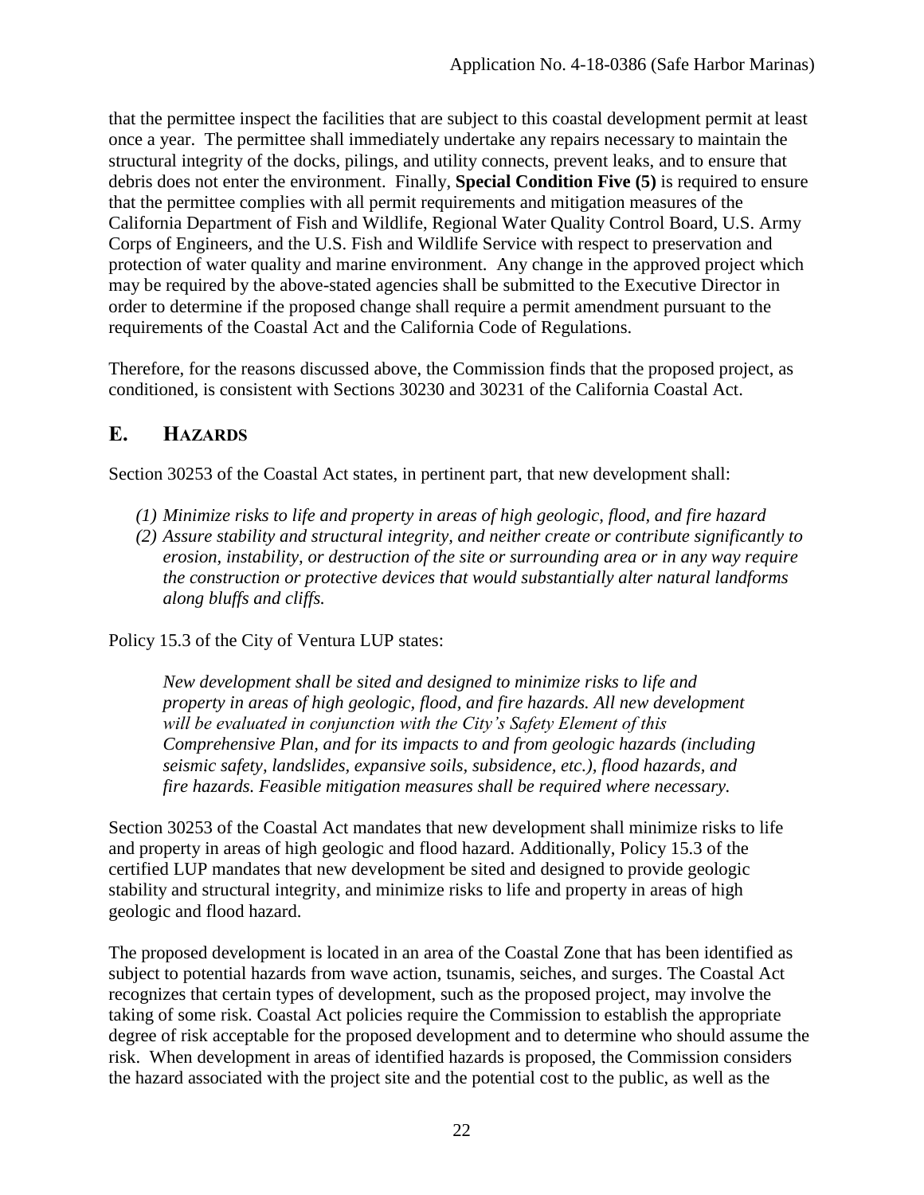that the permittee inspect the facilities that are subject to this coastal development permit at least once a year. The permittee shall immediately undertake any repairs necessary to maintain the structural integrity of the docks, pilings, and utility connects, prevent leaks, and to ensure that debris does not enter the environment. Finally, **Special Condition Five (5)** is required to ensure that the permittee complies with all permit requirements and mitigation measures of the California Department of Fish and Wildlife, Regional Water Quality Control Board, U.S. Army Corps of Engineers, and the U.S. Fish and Wildlife Service with respect to preservation and protection of water quality and marine environment. Any change in the approved project which may be required by the above-stated agencies shall be submitted to the Executive Director in order to determine if the proposed change shall require a permit amendment pursuant to the requirements of the Coastal Act and the California Code of Regulations.

Therefore, for the reasons discussed above, the Commission finds that the proposed project, as conditioned, is consistent with Sections 30230 and 30231 of the California Coastal Act.

## E. HAZARDS

Section 30253 of the Coastal Act states, in pertinent part, that new development shall:

*(1) Minimize risks to life and property in areas of high geologic, flood, and fire hazard*
*(2) Assure stability and structural integrity, and neither create or contribute significantly to erosion, instability, or destruction of the site or surrounding area or in any way require the construction or protective devices that would substantially alter natural landforms along bluffs and cliffs.*

Policy 15.3 of the City of Ventura LUP states:

> *New development shall be sited and designed to minimize risks to life and property in areas of high geologic, flood, and fire hazards. All new development will be evaluated in conjunction with the City's Safety Element of this Comprehensive Plan, and for its impacts to and from geologic hazards (including seismic safety, landslides, expansive soils, subsidence, etc.), flood hazards, and fire hazards. Feasible mitigation measures shall be required where necessary.*

Section 30253 of the Coastal Act mandates that new development shall minimize risks to life and property in areas of high geologic and flood hazard. Additionally, Policy 15.3 of the certified LUP mandates that new development be sited and designed to provide geologic stability and structural integrity, and minimize risks to life and property in areas of high geologic and flood hazard.

The proposed development is located in an area of the Coastal Zone that has been identified as subject to potential hazards from wave action, tsunamis, seiches, and surges. The Coastal Act recognizes that certain types of development, such as the proposed project, may involve the taking of some risk. Coastal Act policies require the Commission to establish the appropriate degree of risk acceptable for the proposed development and to determine who should assume the risk. When development in areas of identified hazards is proposed, the Commission considers the hazard associated with the project site and the potential cost to the public, as well as the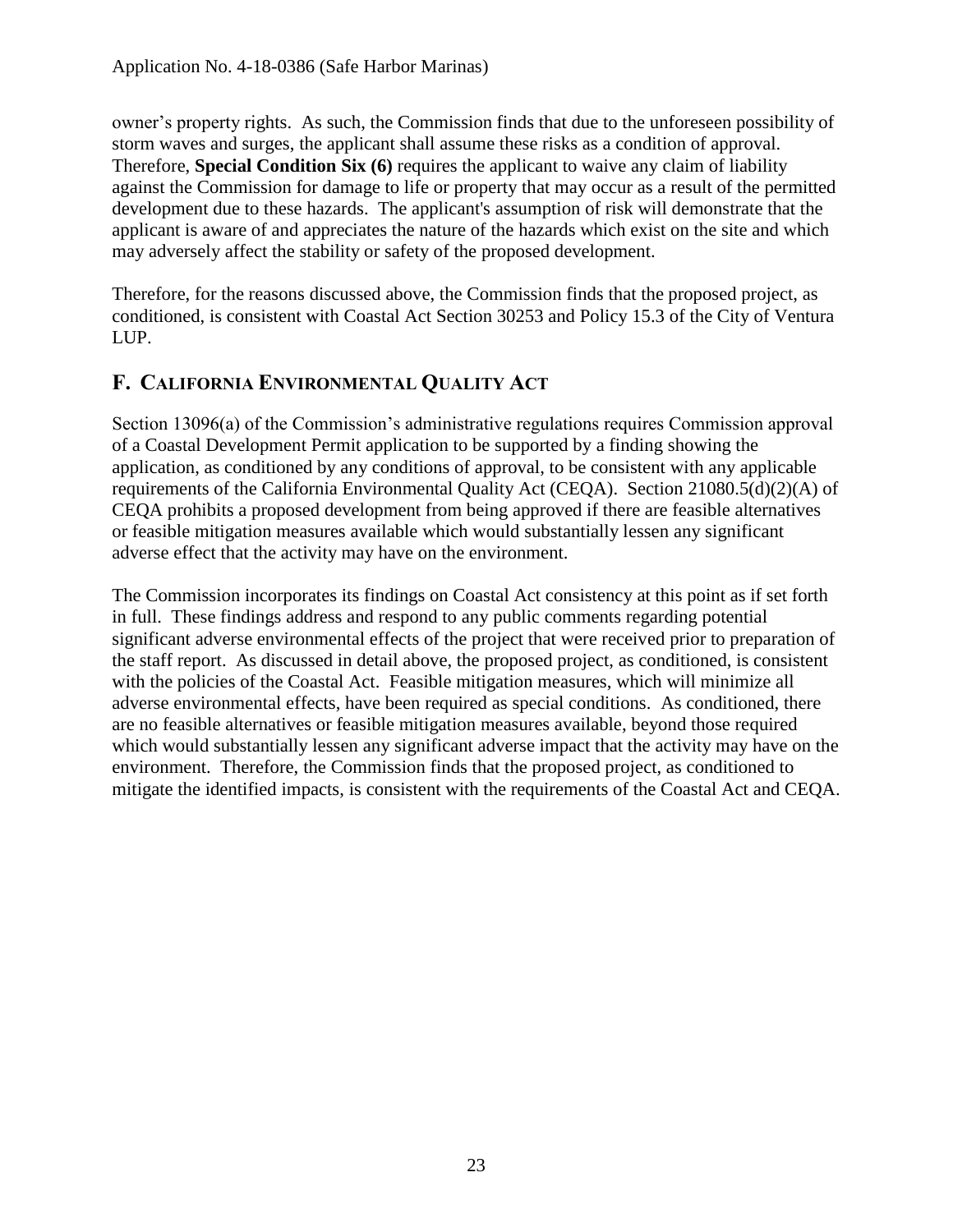owner's property rights. As such, the Commission finds that due to the unforeseen possibility of storm waves and surges, the applicant shall assume these risks as a condition of approval. Therefore, **Special Condition Six (6)** requires the applicant to waive any claim of liability against the Commission for damage to life or property that may occur as a result of the permitted development due to these hazards. The applicant's assumption of risk will demonstrate that the applicant is aware of and appreciates the nature of the hazards which exist on the site and which may adversely affect the stability or safety of the proposed development.

Therefore, for the reasons discussed above, the Commission finds that the proposed project, as conditioned, is consistent with Coastal Act Section 30253 and Policy 15.3 of the City of Ventura LUP.

## F. CALIFORNIA ENVIRONMENTAL QUALITY ACT

Section 13096(a) of the Commission's administrative regulations requires Commission approval of a Coastal Development Permit application to be supported by a finding showing the application, as conditioned by any conditions of approval, to be consistent with any applicable requirements of the California Environmental Quality Act (CEQA). Section 21080.5(d)(2)(A) of CEQA prohibits a proposed development from being approved if there are feasible alternatives or feasible mitigation measures available which would substantially lessen any significant adverse effect that the activity may have on the environment.

The Commission incorporates its findings on Coastal Act consistency at this point as if set forth in full. These findings address and respond to any public comments regarding potential significant adverse environmental effects of the project that were received prior to preparation of the staff report. As discussed in detail above, the proposed project, as conditioned, is consistent with the policies of the Coastal Act. Feasible mitigation measures, which will minimize all adverse environmental effects, have been required as special conditions. As conditioned, there are no feasible alternatives or feasible mitigation measures available, beyond those required which would substantially lessen any significant adverse impact that the activity may have on the environment. Therefore, the Commission finds that the proposed project, as conditioned to mitigate the identified impacts, is consistent with the requirements of the Coastal Act and CEQA.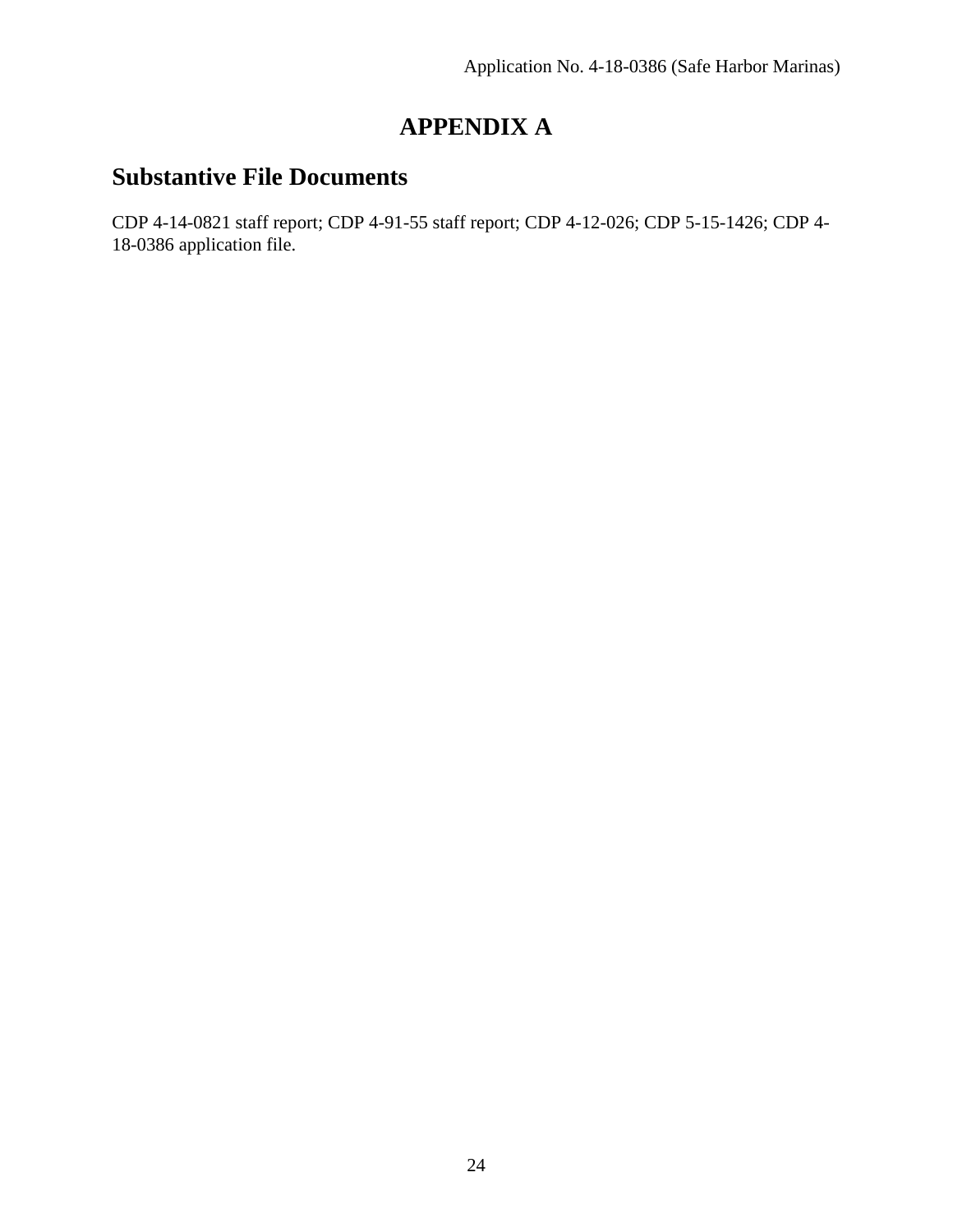# APPENDIX A

## Substantive File Documents

CDP 4-14-0821 staff report; CDP 4-91-55 staff report; CDP 4-12-026; CDP 5-15-1426; CDP 4-18-0386 application file.